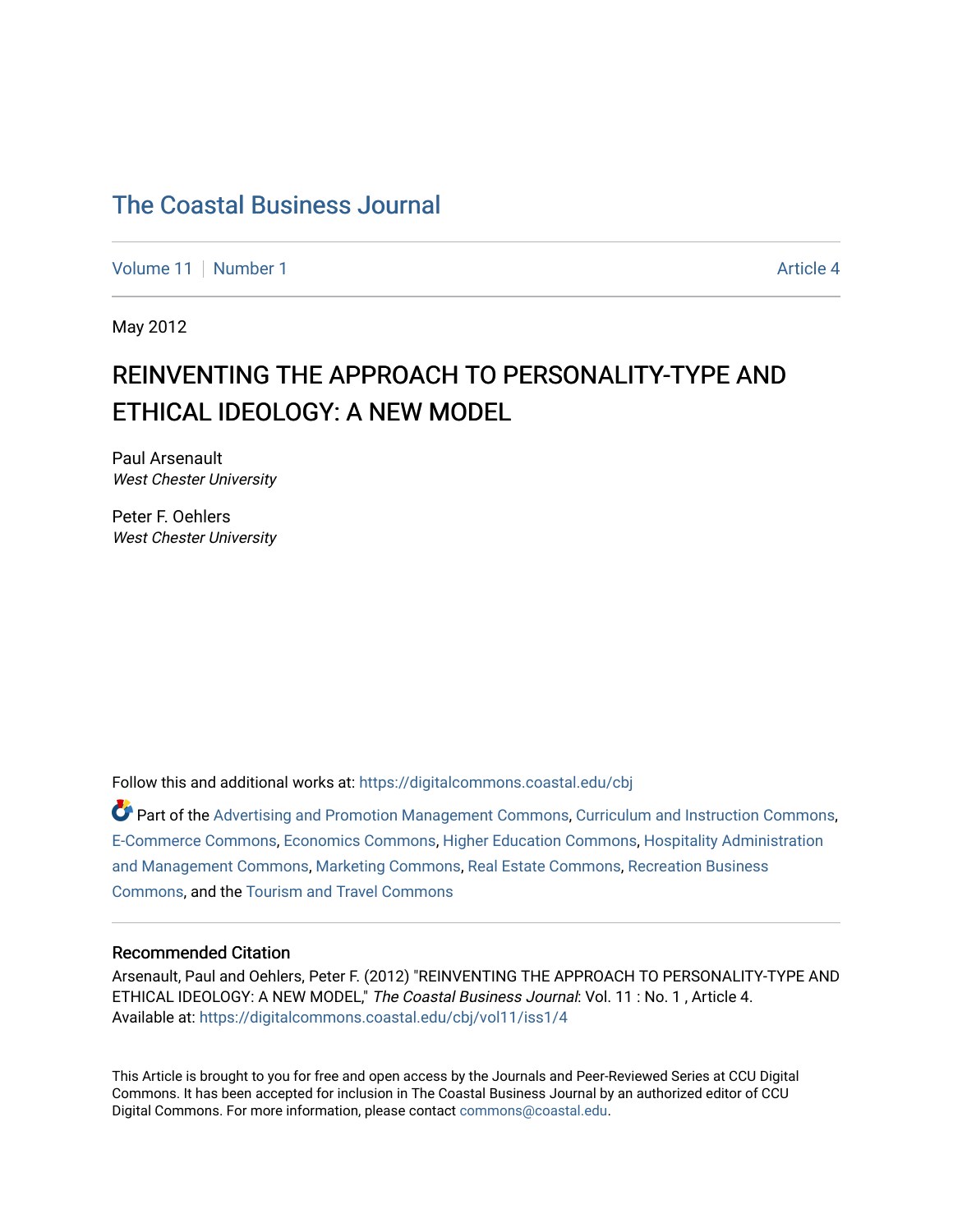# The Coastal Business Journal

Volume 11 | Number 1 | Article 4

May 2012

## REINVENTING THE APPROACH TO PERSONALITY-TYPE AND ETHICAL IDEOLOGY: A NEW MODEL

Paul Arsenault
*West Chester University*

Peter F. Oehlers
*West Chester University*

Follow this and additional works at: https://digitalcommons.coastal.edu/cbj

Part of the Advertising and Promotion Management Commons, Curriculum and Instruction Commons, E-Commerce Commons, Economics Commons, Higher Education Commons, Hospitality Administration and Management Commons, Marketing Commons, Real Estate Commons, Recreation Business Commons, and the Tourism and Travel Commons

### Recommended Citation

Arsenault, Paul and Oehlers, Peter F. (2012) "REINVENTING THE APPROACH TO PERSONALITY-TYPE AND ETHICAL IDEOLOGY: A NEW MODEL," *The Coastal Business Journal*: Vol. 11 : No. 1 , Article 4.
Available at: https://digitalcommons.coastal.edu/cbj/vol11/iss1/4

This Article is brought to you for free and open access by the Journals and Peer-Reviewed Series at CCU Digital Commons. It has been accepted for inclusion in The Coastal Business Journal by an authorized editor of CCU Digital Commons. For more information, please contact commons@coastal.edu.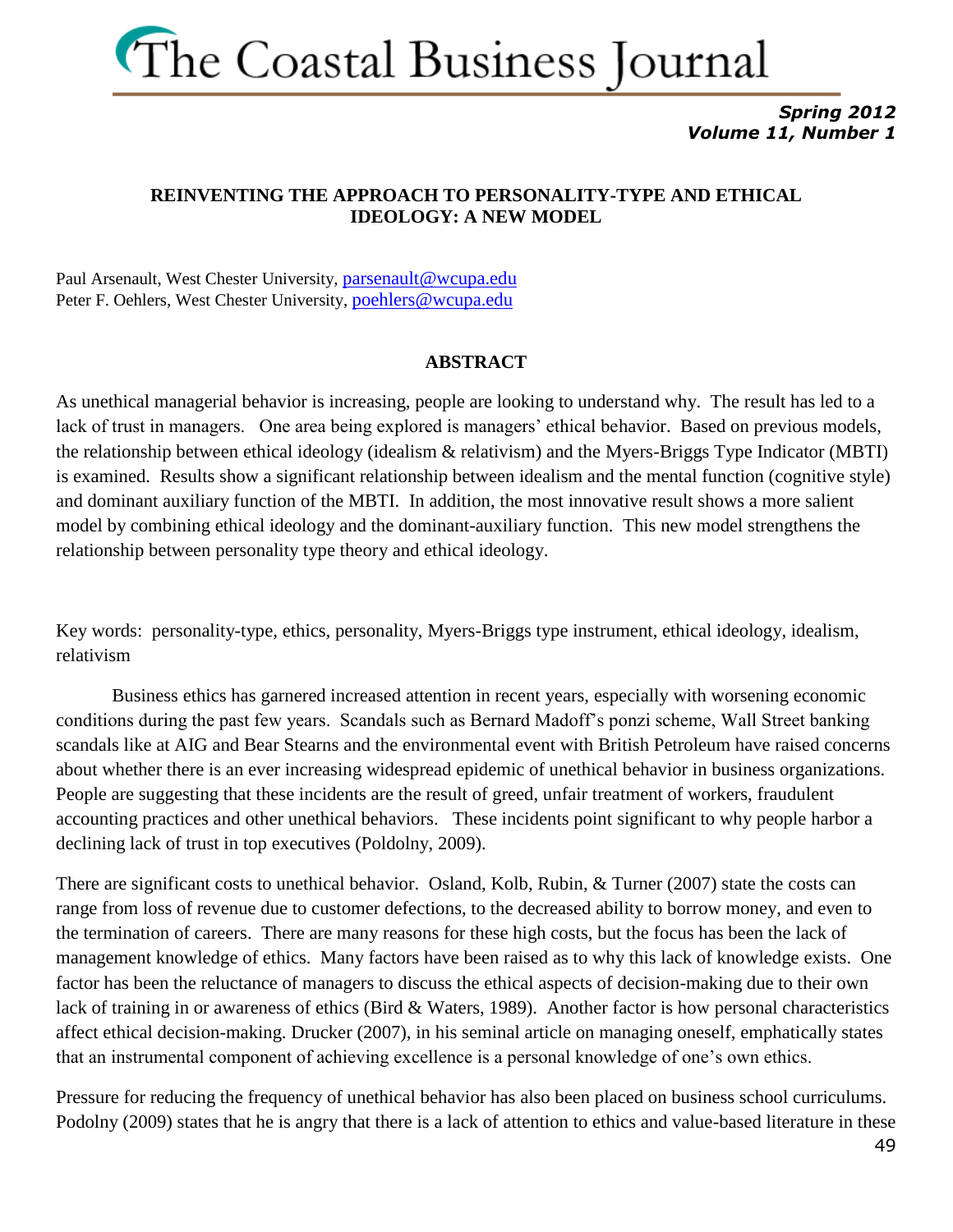# REINVENTING THE APPROACH TO PERSONALITY-TYPE AND ETHICAL IDEOLOGY: A NEW MODEL

Paul Arsenault, West Chester University, parsenault@wcupa.edu
Peter F. Oehlers, West Chester University, poehlers@wcupa.edu

## ABSTRACT

As unethical managerial behavior is increasing, people are looking to understand why. The result has led to a lack of trust in managers. One area being explored is managers' ethical behavior. Based on previous models, the relationship between ethical ideology (idealism & relativism) and the Myers-Briggs Type Indicator (MBTI) is examined. Results show a significant relationship between idealism and the mental function (cognitive style) and dominant auxiliary function of the MBTI. In addition, the most innovative result shows a more salient model by combining ethical ideology and the dominant-auxiliary function. This new model strengthens the relationship between personality type theory and ethical ideology.

Key words: personality-type, ethics, personality, Myers-Briggs type instrument, ethical ideology, idealism, relativism

Business ethics has garnered increased attention in recent years, especially with worsening economic conditions during the past few years. Scandals such as Bernard Madoff's ponzi scheme, Wall Street banking scandals like at AIG and Bear Stearns and the environmental event with British Petroleum have raised concerns about whether there is an ever increasing widespread epidemic of unethical behavior in business organizations. People are suggesting that these incidents are the result of greed, unfair treatment of workers, fraudulent accounting practices and other unethical behaviors. These incidents point significant to why people harbor a declining lack of trust in top executives (Poldolny, 2009).

There are significant costs to unethical behavior. Osland, Kolb, Rubin, & Turner (2007) state the costs can range from loss of revenue due to customer defections, to the decreased ability to borrow money, and even to the termination of careers. There are many reasons for these high costs, but the focus has been the lack of management knowledge of ethics. Many factors have been raised as to why this lack of knowledge exists. One factor has been the reluctance of managers to discuss the ethical aspects of decision-making due to their own lack of training in or awareness of ethics (Bird & Waters, 1989). Another factor is how personal characteristics affect ethical decision-making. Drucker (2007), in his seminal article on managing oneself, emphatically states that an instrumental component of achieving excellence is a personal knowledge of one's own ethics.

Pressure for reducing the frequency of unethical behavior has also been placed on business school curriculums. Podolny (2009) states that he is angry that there is a lack of attention to ethics and value-based literature in these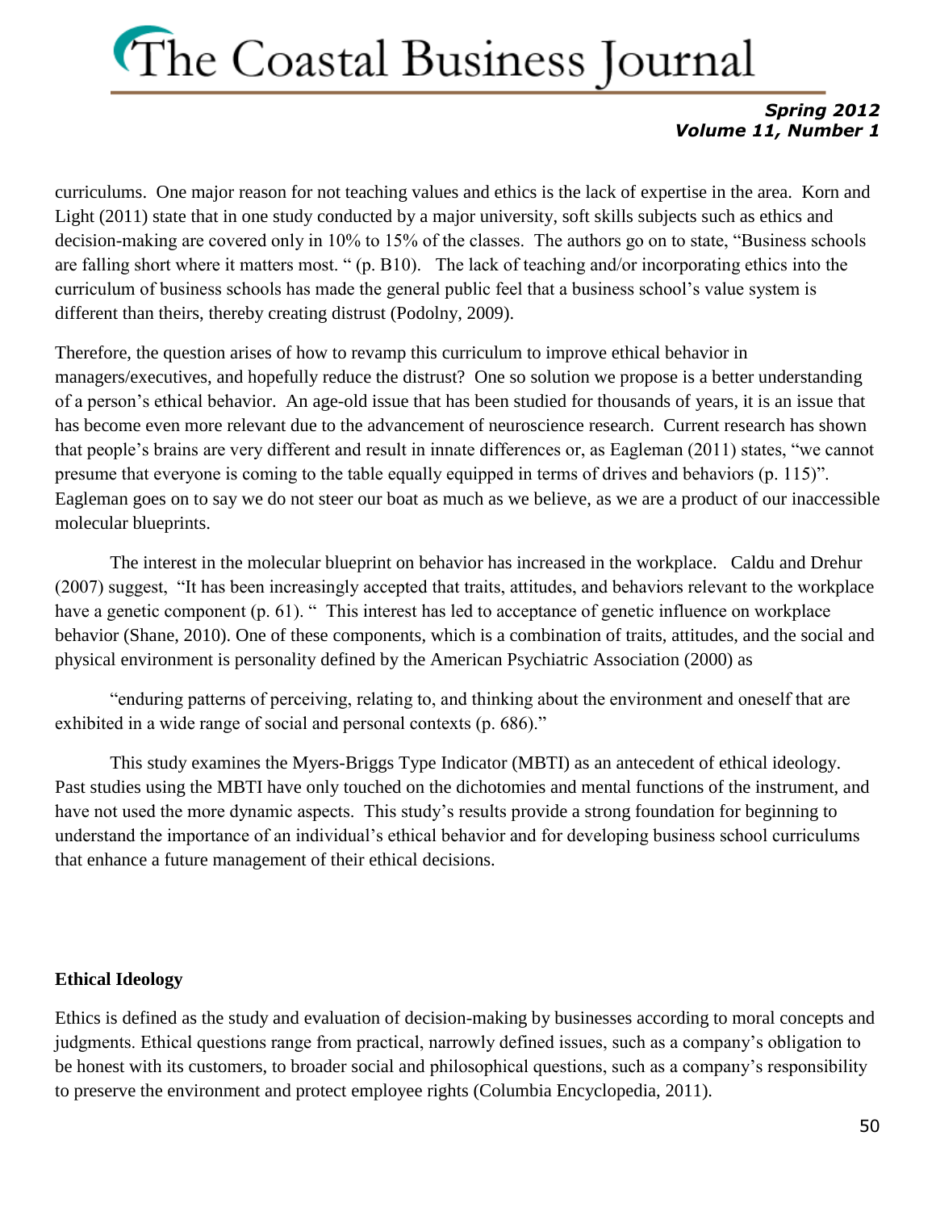curriculums. One major reason for not teaching values and ethics is the lack of expertise in the area. Korn and Light (2011) state that in one study conducted by a major university, soft skills subjects such as ethics and decision-making are covered only in 10% to 15% of the classes. The authors go on to state, "Business schools are falling short where it matters most. " (p. B10). The lack of teaching and/or incorporating ethics into the curriculum of business schools has made the general public feel that a business school's value system is different than theirs, thereby creating distrust (Podolny, 2009).

Therefore, the question arises of how to revamp this curriculum to improve ethical behavior in managers/executives, and hopefully reduce the distrust? One so solution we propose is a better understanding of a person's ethical behavior. An age-old issue that has been studied for thousands of years, it is an issue that has become even more relevant due to the advancement of neuroscience research. Current research has shown that people's brains are very different and result in innate differences or, as Eagleman (2011) states, "we cannot presume that everyone is coming to the table equally equipped in terms of drives and behaviors (p. 115)". Eagleman goes on to say we do not steer our boat as much as we believe, as we are a product of our inaccessible molecular blueprints.

The interest in the molecular blueprint on behavior has increased in the workplace. Caldu and Drehur (2007) suggest, "It has been increasingly accepted that traits, attitudes, and behaviors relevant to the workplace have a genetic component (p. 61). " This interest has led to acceptance of genetic influence on workplace behavior (Shane, 2010). One of these components, which is a combination of traits, attitudes, and the social and physical environment is personality defined by the American Psychiatric Association (2000) as

"enduring patterns of perceiving, relating to, and thinking about the environment and oneself that are exhibited in a wide range of social and personal contexts (p. 686)."

This study examines the Myers-Briggs Type Indicator (MBTI) as an antecedent of ethical ideology. Past studies using the MBTI have only touched on the dichotomies and mental functions of the instrument, and have not used the more dynamic aspects. This study's results provide a strong foundation for beginning to understand the importance of an individual's ethical behavior and for developing business school curriculums that enhance a future management of their ethical decisions.

**Ethical Ideology**

Ethics is defined as the study and evaluation of decision-making by businesses according to moral concepts and judgments. Ethical questions range from practical, narrowly defined issues, such as a company's obligation to be honest with its customers, to broader social and philosophical questions, such as a company's responsibility to preserve the environment and protect employee rights (Columbia Encyclopedia, 2011).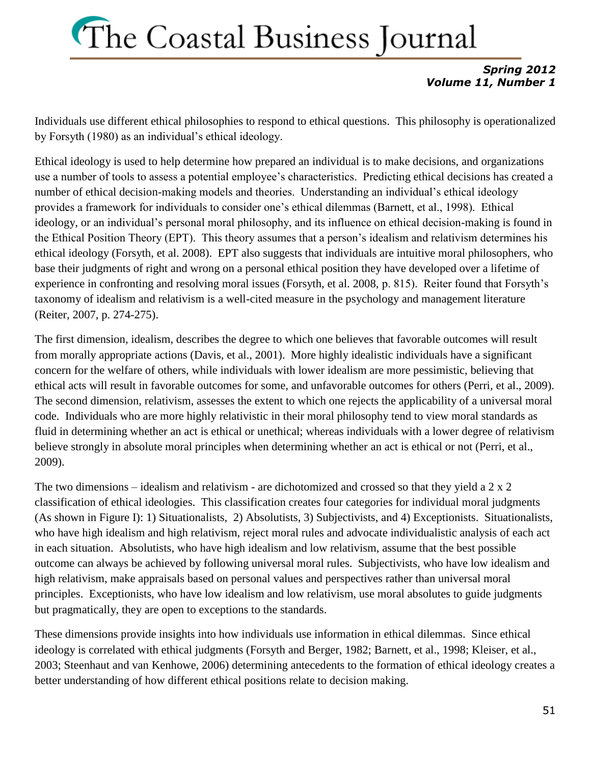Individuals use different ethical philosophies to respond to ethical questions. This philosophy is operationalized by Forsyth (1980) as an individual's ethical ideology.

Ethical ideology is used to help determine how prepared an individual is to make decisions, and organizations use a number of tools to assess a potential employee's characteristics. Predicting ethical decisions has created a number of ethical decision-making models and theories. Understanding an individual's ethical ideology provides a framework for individuals to consider one's ethical dilemmas (Barnett, et al., 1998). Ethical ideology, or an individual's personal moral philosophy, and its influence on ethical decision-making is found in the Ethical Position Theory (EPT). This theory assumes that a person's idealism and relativism determines his ethical ideology (Forsyth, et al. 2008). EPT also suggests that individuals are intuitive moral philosophers, who base their judgments of right and wrong on a personal ethical position they have developed over a lifetime of experience in confronting and resolving moral issues (Forsyth, et al. 2008, p. 815). Reiter found that Forsyth's taxonomy of idealism and relativism is a well-cited measure in the psychology and management literature (Reiter, 2007, p. 274-275).

The first dimension, idealism, describes the degree to which one believes that favorable outcomes will result from morally appropriate actions (Davis, et al., 2001). More highly idealistic individuals have a significant concern for the welfare of others, while individuals with lower idealism are more pessimistic, believing that ethical acts will result in favorable outcomes for some, and unfavorable outcomes for others (Perri, et al., 2009). The second dimension, relativism, assesses the extent to which one rejects the applicability of a universal moral code. Individuals who are more highly relativistic in their moral philosophy tend to view moral standards as fluid in determining whether an act is ethical or unethical; whereas individuals with a lower degree of relativism believe strongly in absolute moral principles when determining whether an act is ethical or not (Perri, et al., 2009).

The two dimensions – idealism and relativism - are dichotomized and crossed so that they yield a 2 x 2 classification of ethical ideologies. This classification creates four categories for individual moral judgments (As shown in Figure I): 1) Situationalists, 2) Absolutists, 3) Subjectivists, and 4) Exceptionists. Situationalists, who have high idealism and high relativism, reject moral rules and advocate individualistic analysis of each act in each situation. Absolutists, who have high idealism and low relativism, assume that the best possible outcome can always be achieved by following universal moral rules. Subjectivists, who have low idealism and high relativism, make appraisals based on personal values and perspectives rather than universal moral principles. Exceptionists, who have low idealism and low relativism, use moral absolutes to guide judgments but pragmatically, they are open to exceptions to the standards.

These dimensions provide insights into how individuals use information in ethical dilemmas. Since ethical ideology is correlated with ethical judgments (Forsyth and Berger, 1982; Barnett, et al., 1998; Kleiser, et al., 2003; Steenhaut and van Kenhowe, 2006) determining antecedents to the formation of ethical ideology creates a better understanding of how different ethical positions relate to decision making.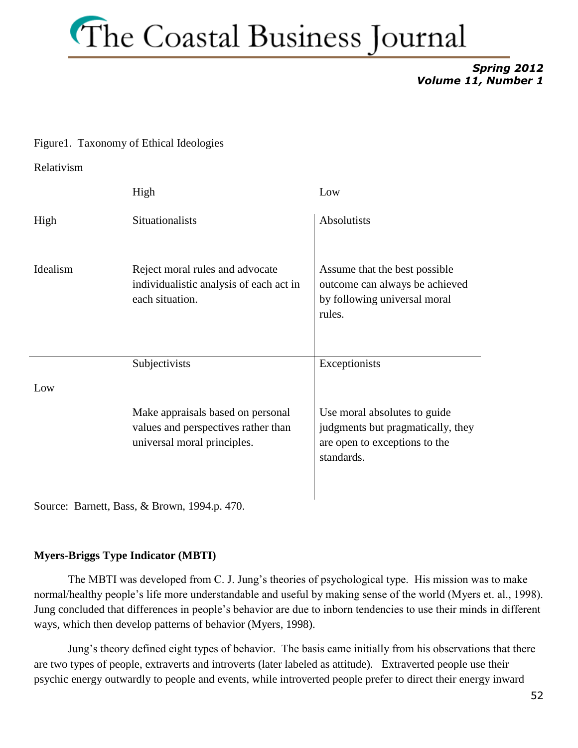Figure1. Taxonomy of Ethical Ideologies

| | | Relativism | |
|---|---|---|---|
| | | High | Low |
| Idealism | High | Situationalists<br><br>Reject moral rules and advocate individualistic analysis of each act in each situation. | Absolutists<br><br>Assume that the best possible outcome can always be achieved by following universal moral rules. |
| | Low | Subjectivists<br><br>Make appraisals based on personal values and perspectives rather than universal moral principles. | Exceptionists<br><br>Use moral absolutes to guide judgments but pragmatically, they are open to exceptions to the standards. |

Source: Barnett, Bass, & Brown, 1994.p. 470.

**Myers-Briggs Type Indicator (MBTI)**

The MBTI was developed from C. J. Jung's theories of psychological type. His mission was to make normal/healthy people's life more understandable and useful by making sense of the world (Myers et. al., 1998). Jung concluded that differences in people's behavior are due to inborn tendencies to use their minds in different ways, which then develop patterns of behavior (Myers, 1998).

Jung's theory defined eight types of behavior. The basis came initially from his observations that there are two types of people, extraverts and introverts (later labeled as attitude). Extraverted people use their psychic energy outwardly to people and events, while introverted people prefer to direct their energy inward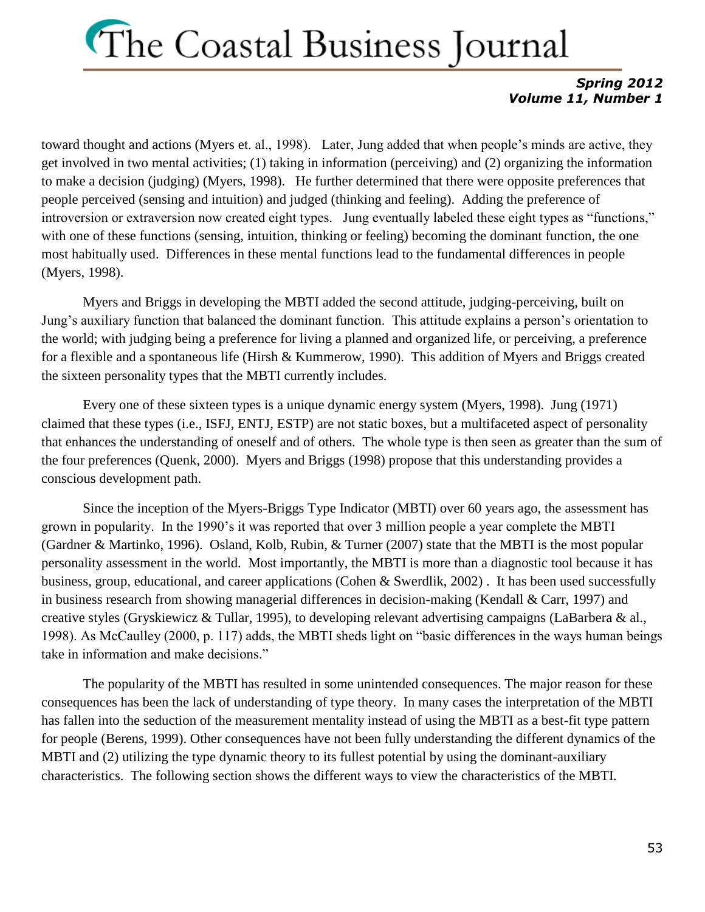toward thought and actions (Myers et. al., 1998). Later, Jung added that when people's minds are active, they get involved in two mental activities; (1) taking in information (perceiving) and (2) organizing the information to make a decision (judging) (Myers, 1998). He further determined that there were opposite preferences that people perceived (sensing and intuition) and judged (thinking and feeling). Adding the preference of introversion or extraversion now created eight types. Jung eventually labeled these eight types as "functions," with one of these functions (sensing, intuition, thinking or feeling) becoming the dominant function, the one most habitually used. Differences in these mental functions lead to the fundamental differences in people (Myers, 1998).

Myers and Briggs in developing the MBTI added the second attitude, judging-perceiving, built on Jung's auxiliary function that balanced the dominant function. This attitude explains a person's orientation to the world; with judging being a preference for living a planned and organized life, or perceiving, a preference for a flexible and a spontaneous life (Hirsh & Kummerow, 1990). This addition of Myers and Briggs created the sixteen personality types that the MBTI currently includes.

Every one of these sixteen types is a unique dynamic energy system (Myers, 1998). Jung (1971) claimed that these types (i.e., ISFJ, ENTJ, ESTP) are not static boxes, but a multifaceted aspect of personality that enhances the understanding of oneself and of others. The whole type is then seen as greater than the sum of the four preferences (Quenk, 2000). Myers and Briggs (1998) propose that this understanding provides a conscious development path.

Since the inception of the Myers-Briggs Type Indicator (MBTI) over 60 years ago, the assessment has grown in popularity. In the 1990's it was reported that over 3 million people a year complete the MBTI (Gardner & Martinko, 1996). Osland, Kolb, Rubin, & Turner (2007) state that the MBTI is the most popular personality assessment in the world. Most importantly, the MBTI is more than a diagnostic tool because it has business, group, educational, and career applications (Cohen & Swerdlik, 2002) . It has been used successfully in business research from showing managerial differences in decision-making (Kendall & Carr, 1997) and creative styles (Gryskiewicz & Tullar, 1995), to developing relevant advertising campaigns (LaBarbera & al., 1998). As McCaulley (2000, p. 117) adds, the MBTI sheds light on "basic differences in the ways human beings take in information and make decisions."

The popularity of the MBTI has resulted in some unintended consequences. The major reason for these consequences has been the lack of understanding of type theory. In many cases the interpretation of the MBTI has fallen into the seduction of the measurement mentality instead of using the MBTI as a best-fit type pattern for people (Berens, 1999). Other consequences have not been fully understanding the different dynamics of the MBTI and (2) utilizing the type dynamic theory to its fullest potential by using the dominant-auxiliary characteristics. The following section shows the different ways to view the characteristics of the MBTI.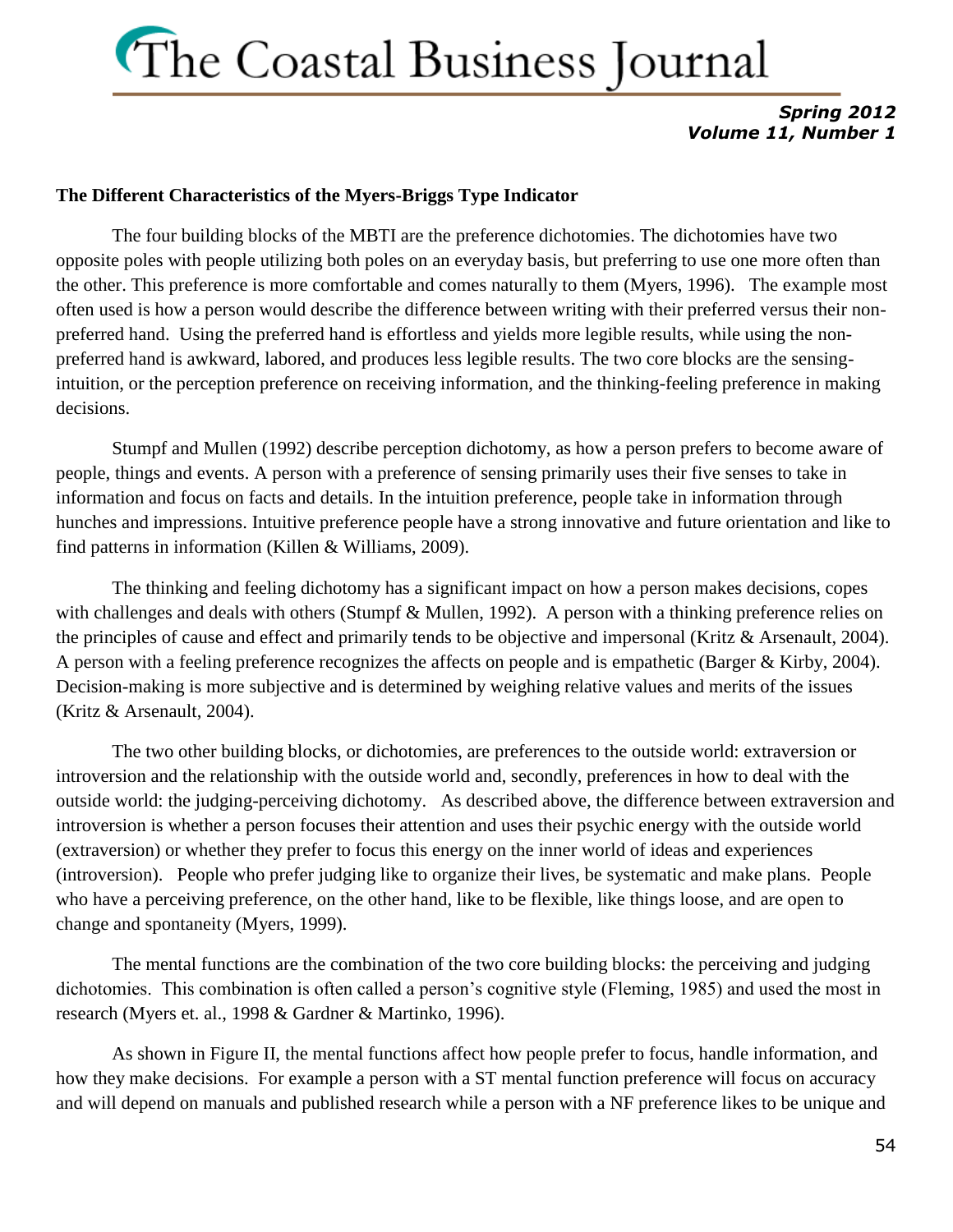**The Different Characteristics of the Myers-Briggs Type Indicator**

The four building blocks of the MBTI are the preference dichotomies. The dichotomies have two opposite poles with people utilizing both poles on an everyday basis, but preferring to use one more often than the other. This preference is more comfortable and comes naturally to them (Myers, 1996). The example most often used is how a person would describe the difference between writing with their preferred versus their non-preferred hand. Using the preferred hand is effortless and yields more legible results, while using the non-preferred hand is awkward, labored, and produces less legible results. The two core blocks are the sensing-intuition, or the perception preference on receiving information, and the thinking-feeling preference in making decisions.

Stumpf and Mullen (1992) describe perception dichotomy, as how a person prefers to become aware of people, things and events. A person with a preference of sensing primarily uses their five senses to take in information and focus on facts and details. In the intuition preference, people take in information through hunches and impressions. Intuitive preference people have a strong innovative and future orientation and like to find patterns in information (Killen & Williams, 2009).

The thinking and feeling dichotomy has a significant impact on how a person makes decisions, copes with challenges and deals with others (Stumpf & Mullen, 1992). A person with a thinking preference relies on the principles of cause and effect and primarily tends to be objective and impersonal (Kritz & Arsenault, 2004). A person with a feeling preference recognizes the affects on people and is empathetic (Barger & Kirby, 2004). Decision-making is more subjective and is determined by weighing relative values and merits of the issues (Kritz & Arsenault, 2004).

The two other building blocks, or dichotomies, are preferences to the outside world: extraversion or introversion and the relationship with the outside world and, secondly, preferences in how to deal with the outside world: the judging-perceiving dichotomy. As described above, the difference between extraversion and introversion is whether a person focuses their attention and uses their psychic energy with the outside world (extraversion) or whether they prefer to focus this energy on the inner world of ideas and experiences (introversion). People who prefer judging like to organize their lives, be systematic and make plans. People who have a perceiving preference, on the other hand, like to be flexible, like things loose, and are open to change and spontaneity (Myers, 1999).

The mental functions are the combination of the two core building blocks: the perceiving and judging dichotomies. This combination is often called a person's cognitive style (Fleming, 1985) and used the most in research (Myers et. al., 1998 & Gardner & Martinko, 1996).

As shown in Figure II, the mental functions affect how people prefer to focus, handle information, and how they make decisions. For example a person with a ST mental function preference will focus on accuracy and will depend on manuals and published research while a person with a NF preference likes to be unique and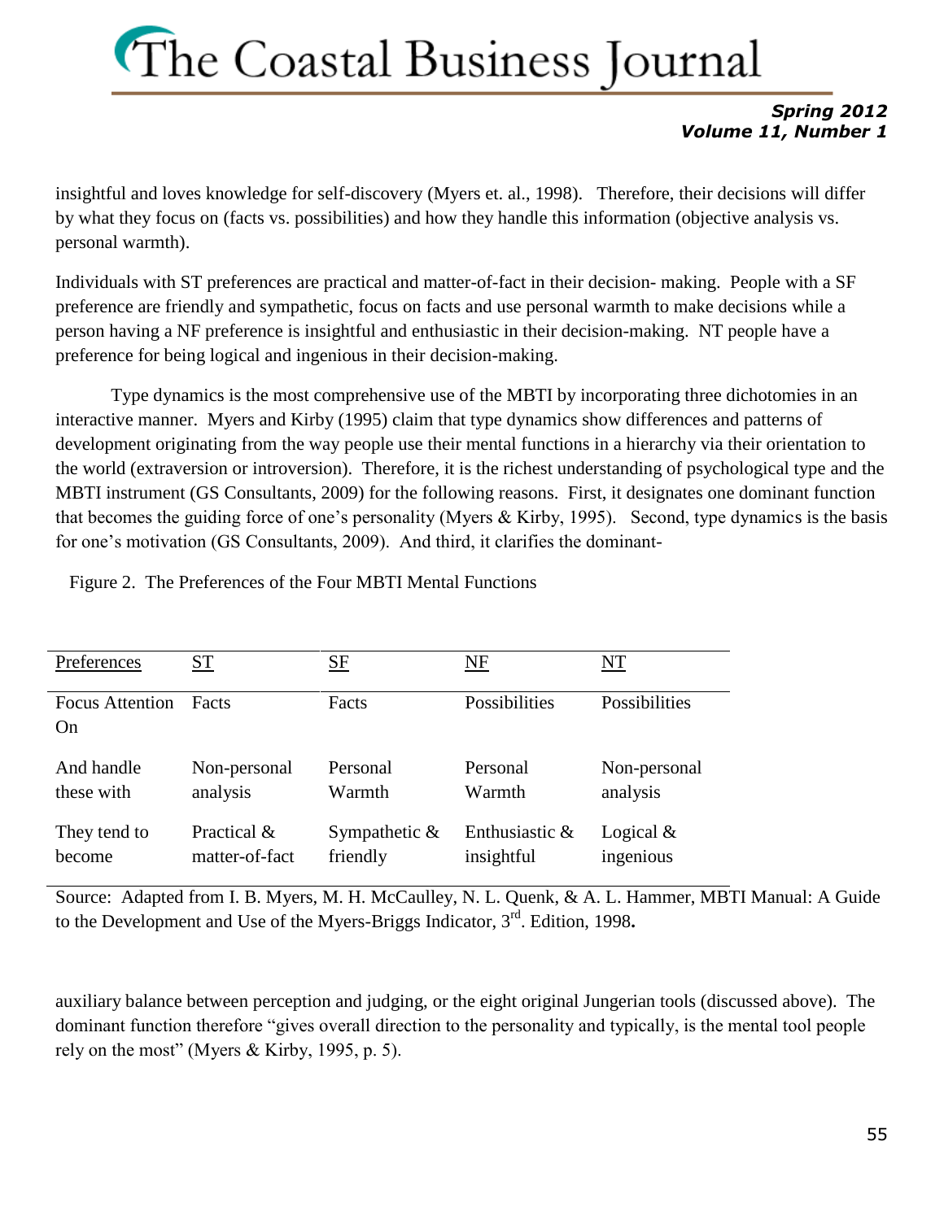insightful and loves knowledge for self-discovery (Myers et. al., 1998). Therefore, their decisions will differ by what they focus on (facts vs. possibilities) and how they handle this information (objective analysis vs. personal warmth).

Individuals with ST preferences are practical and matter-of-fact in their decision- making. People with a SF preference are friendly and sympathetic, focus on facts and use personal warmth to make decisions while a person having a NF preference is insightful and enthusiastic in their decision-making. NT people have a preference for being logical and ingenious in their decision-making.

Type dynamics is the most comprehensive use of the MBTI by incorporating three dichotomies in an interactive manner. Myers and Kirby (1995) claim that type dynamics show differences and patterns of development originating from the way people use their mental functions in a hierarchy via their orientation to the world (extraversion or introversion). Therefore, it is the richest understanding of psychological type and the MBTI instrument (GS Consultants, 2009) for the following reasons. First, it designates one dominant function that becomes the guiding force of one's personality (Myers & Kirby, 1995). Second, type dynamics is the basis for one's motivation (GS Consultants, 2009). And third, it clarifies the dominant-

Figure 2. The Preferences of the Four MBTI Mental Functions

| Preferences | ST | SF | NF | NT |
|---|---|---|---|---|
| Focus Attention On | Facts | Facts | Possibilities | Possibilities |
| And handle these with | Non-personal analysis | Personal Warmth | Personal Warmth | Non-personal analysis |
| They tend to become | Practical & matter-of-fact | Sympathetic & friendly | Enthusiastic & insightful | Logical & ingenious |

Source: Adapted from I. B. Myers, M. H. McCaulley, N. L. Quenk, & A. L. Hammer, MBTI Manual: A Guide to the Development and Use of the Myers-Briggs Indicator, 3rd. Edition, 1998.

auxiliary balance between perception and judging, or the eight original Jungerian tools (discussed above). The dominant function therefore "gives overall direction to the personality and typically, is the mental tool people rely on the most" (Myers & Kirby, 1995, p. 5).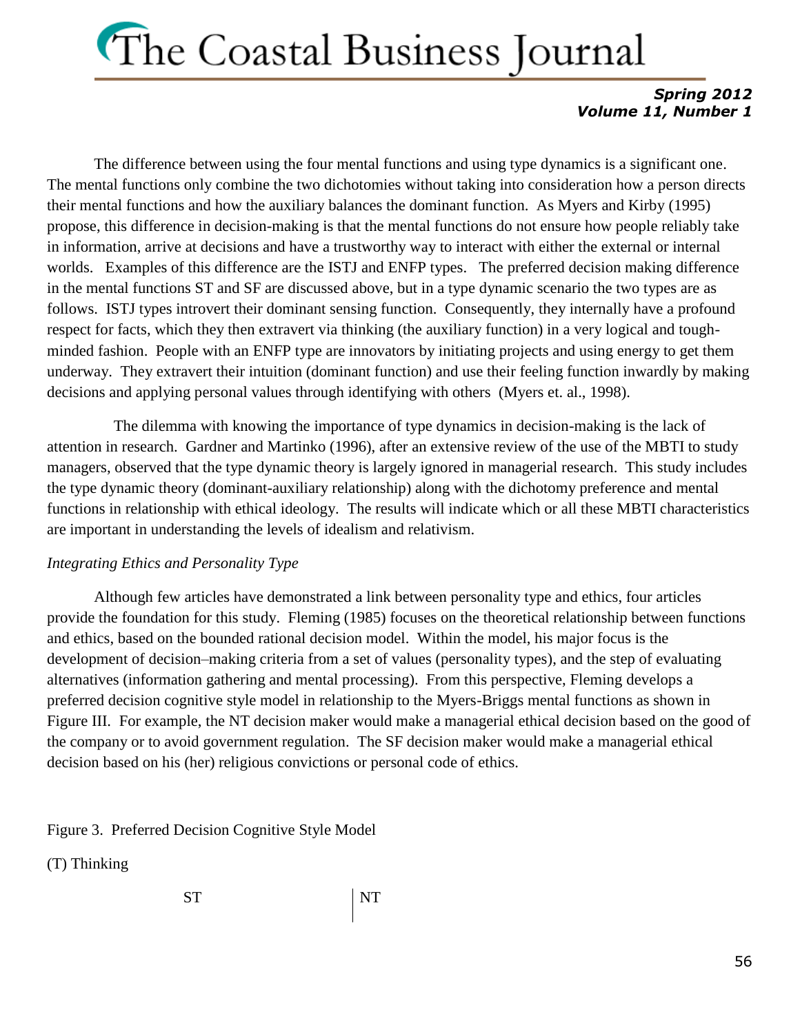The difference between using the four mental functions and using type dynamics is a significant one. The mental functions only combine the two dichotomies without taking into consideration how a person directs their mental functions and how the auxiliary balances the dominant function. As Myers and Kirby (1995) propose, this difference in decision-making is that the mental functions do not ensure how people reliably take in information, arrive at decisions and have a trustworthy way to interact with either the external or internal worlds. Examples of this difference are the ISTJ and ENFP types. The preferred decision making difference in the mental functions ST and SF are discussed above, but in a type dynamic scenario the two types are as follows. ISTJ types introvert their dominant sensing function. Consequently, they internally have a profound respect for facts, which they then extravert via thinking (the auxiliary function) in a very logical and tough-minded fashion. People with an ENFP type are innovators by initiating projects and using energy to get them underway. They extravert their intuition (dominant function) and use their feeling function inwardly by making decisions and applying personal values through identifying with others (Myers et. al., 1998).

The dilemma with knowing the importance of type dynamics in decision-making is the lack of attention in research. Gardner and Martinko (1996), after an extensive review of the use of the MBTI to study managers, observed that the type dynamic theory is largely ignored in managerial research. This study includes the type dynamic theory (dominant-auxiliary relationship) along with the dichotomy preference and mental functions in relationship with ethical ideology. The results will indicate which or all these MBTI characteristics are important in understanding the levels of idealism and relativism.

*Integrating Ethics and Personality Type*

Although few articles have demonstrated a link between personality type and ethics, four articles provide the foundation for this study. Fleming (1985) focuses on the theoretical relationship between functions and ethics, based on the bounded rational decision model. Within the model, his major focus is the development of decision–making criteria from a set of values (personality types), and the step of evaluating alternatives (information gathering and mental processing). From this perspective, Fleming develops a preferred decision cognitive style model in relationship to the Myers-Briggs mental functions as shown in Figure III. For example, the NT decision maker would make a managerial ethical decision based on the good of the company or to avoid government regulation. The SF decision maker would make a managerial ethical decision based on his (her) religious convictions or personal code of ethics.

Figure 3. Preferred Decision Cognitive Style Model

(T) Thinking

| ST | NT |
|---|---|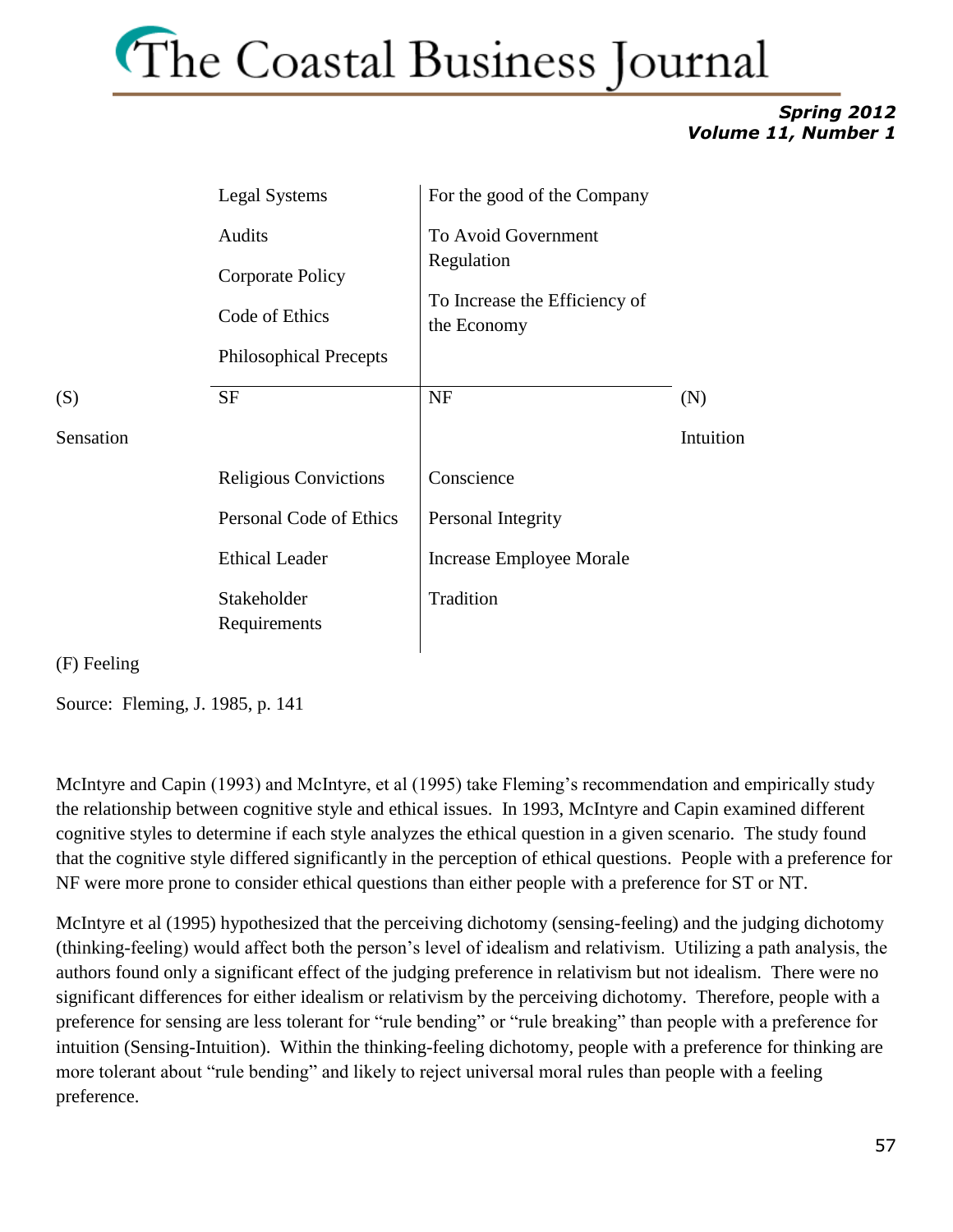| | | | |
|---|---|---|---|
| | Legal Systems<br>Audits<br>Corporate Policy<br>Code of Ethics<br>Philosophical Precepts | For the good of the Company<br>To Avoid Government Regulation<br>To Increase the Efficiency of the Economy | |
| (S)<br>Sensation | SF | NF | (N)<br>Intuition |
| | Religious Convictions<br>Personal Code of Ethics<br>Ethical Leader<br>Stakeholder Requirements | Conscience<br>Personal Integrity<br>Increase Employee Morale<br>Tradition | |
| (F) Feeling | | | |

Source: Fleming, J. 1985, p. 141

McIntyre and Capin (1993) and McIntyre, et al (1995) take Fleming's recommendation and empirically study the relationship between cognitive style and ethical issues. In 1993, McIntyre and Capin examined different cognitive styles to determine if each style analyzes the ethical question in a given scenario. The study found that the cognitive style differed significantly in the perception of ethical questions. People with a preference for NF were more prone to consider ethical questions than either people with a preference for ST or NT.

McIntyre et al (1995) hypothesized that the perceiving dichotomy (sensing-feeling) and the judging dichotomy (thinking-feeling) would affect both the person's level of idealism and relativism. Utilizing a path analysis, the authors found only a significant effect of the judging preference in relativism but not idealism. There were no significant differences for either idealism or relativism by the perceiving dichotomy. Therefore, people with a preference for sensing are less tolerant for "rule bending" or "rule breaking" than people with a preference for intuition (Sensing-Intuition). Within the thinking-feeling dichotomy, people with a preference for thinking are more tolerant about "rule bending" and likely to reject universal moral rules than people with a feeling preference.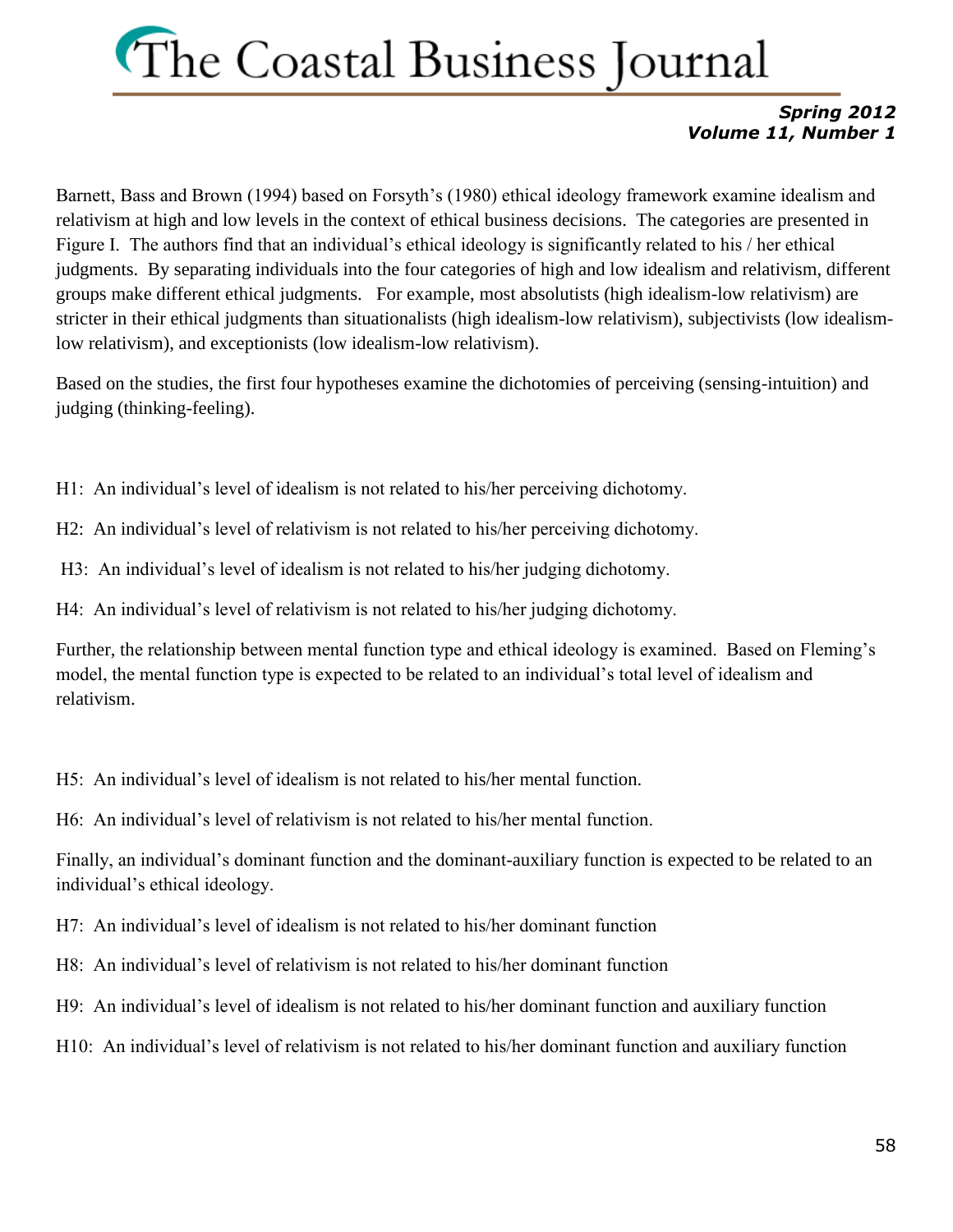Barnett, Bass and Brown (1994) based on Forsyth's (1980) ethical ideology framework examine idealism and relativism at high and low levels in the context of ethical business decisions. The categories are presented in Figure I. The authors find that an individual's ethical ideology is significantly related to his / her ethical judgments. By separating individuals into the four categories of high and low idealism and relativism, different groups make different ethical judgments. For example, most absolutists (high idealism-low relativism) are stricter in their ethical judgments than situationalists (high idealism-low relativism), subjectivists (low idealism-low relativism), and exceptionists (low idealism-low relativism).

Based on the studies, the first four hypotheses examine the dichotomies of perceiving (sensing-intuition) and judging (thinking-feeling).

H1: An individual's level of idealism is not related to his/her perceiving dichotomy.

H2: An individual's level of relativism is not related to his/her perceiving dichotomy.

H3: An individual's level of idealism is not related to his/her judging dichotomy.

H4: An individual's level of relativism is not related to his/her judging dichotomy.

Further, the relationship between mental function type and ethical ideology is examined. Based on Fleming's model, the mental function type is expected to be related to an individual's total level of idealism and relativism.

H5: An individual's level of idealism is not related to his/her mental function.

H6: An individual's level of relativism is not related to his/her mental function.

Finally, an individual's dominant function and the dominant-auxiliary function is expected to be related to an individual's ethical ideology.

H7: An individual's level of idealism is not related to his/her dominant function

H8: An individual's level of relativism is not related to his/her dominant function

H9: An individual's level of idealism is not related to his/her dominant function and auxiliary function

H10: An individual's level of relativism is not related to his/her dominant function and auxiliary function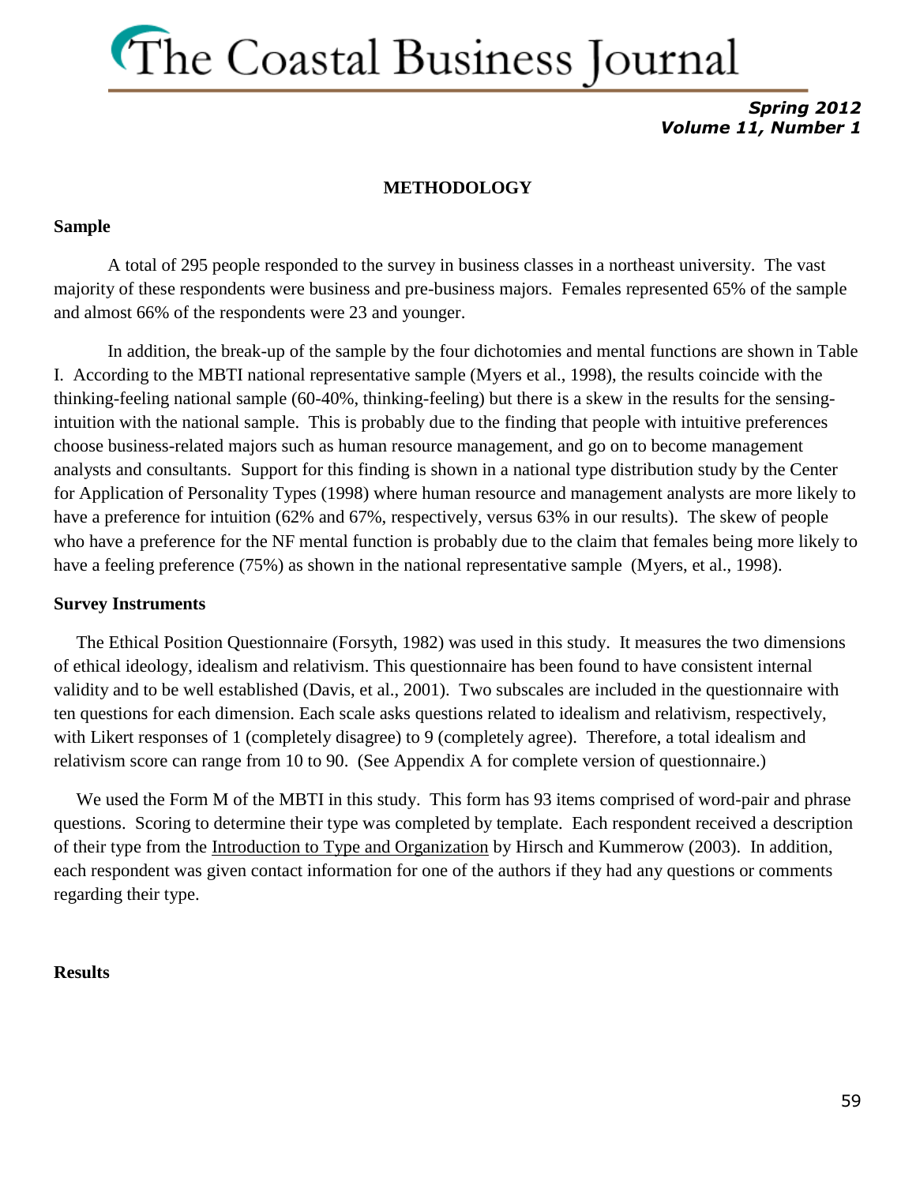## METHODOLOGY

### Sample

A total of 295 people responded to the survey in business classes in a northeast university. The vast majority of these respondents were business and pre-business majors. Females represented 65% of the sample and almost 66% of the respondents were 23 and younger.

In addition, the break-up of the sample by the four dichotomies and mental functions are shown in Table I. According to the MBTI national representative sample (Myers et al., 1998), the results coincide with the thinking-feeling national sample (60-40%, thinking-feeling) but there is a skew in the results for the sensing-intuition with the national sample. This is probably due to the finding that people with intuitive preferences choose business-related majors such as human resource management, and go on to become management analysts and consultants. Support for this finding is shown in a national type distribution study by the Center for Application of Personality Types (1998) where human resource and management analysts are more likely to have a preference for intuition (62% and 67%, respectively, versus 63% in our results). The skew of people who have a preference for the NF mental function is probably due to the claim that females being more likely to have a feeling preference (75%) as shown in the national representative sample (Myers, et al., 1998).

### Survey Instruments

The Ethical Position Questionnaire (Forsyth, 1982) was used in this study. It measures the two dimensions of ethical ideology, idealism and relativism. This questionnaire has been found to have consistent internal validity and to be well established (Davis, et al., 2001). Two subscales are included in the questionnaire with ten questions for each dimension. Each scale asks questions related to idealism and relativism, respectively, with Likert responses of 1 (completely disagree) to 9 (completely agree). Therefore, a total idealism and relativism score can range from 10 to 90. (See Appendix A for complete version of questionnaire.)

We used the Form M of the MBTI in this study. This form has 93 items comprised of word-pair and phrase questions. Scoring to determine their type was completed by template. Each respondent received a description of their type from the Introduction to Type and Organization by Hirsch and Kummerow (2003). In addition, each respondent was given contact information for one of the authors if they had any questions or comments regarding their type.

### Results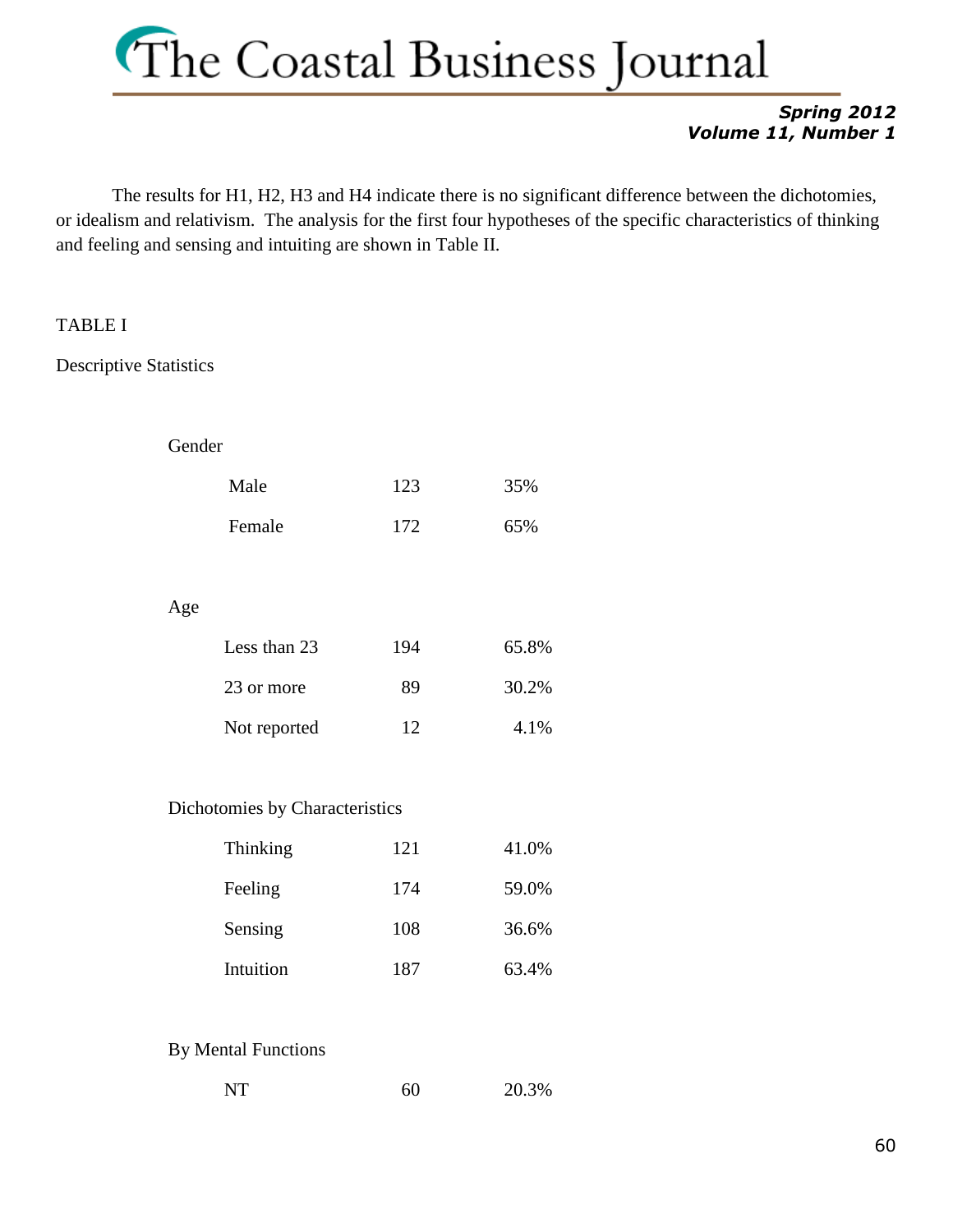The results for H1, H2, H3 and H4 indicate there is no significant difference between the dichotomies, or idealism and relativism. The analysis for the first four hypotheses of the specific characteristics of thinking and feeling and sensing and intuiting are shown in Table II.

TABLE I

Descriptive Statistics

| | | |
|---|---|---|
| **Gender** | | |
| Male | 123 | 35% |
| Female | 172 | 65% |
| **Age** | | |
| Less than 23 | 194 | 65.8% |
| 23 or more | 89 | 30.2% |
| Not reported | 12 | 4.1% |
| **Dichotomies by Characteristics** | | |
| Thinking | 121 | 41.0% |
| Feeling | 174 | 59.0% |
| Sensing | 108 | 36.6% |
| Intuition | 187 | 63.4% |
| **By Mental Functions** | | |
| NT | 60 | 20.3% |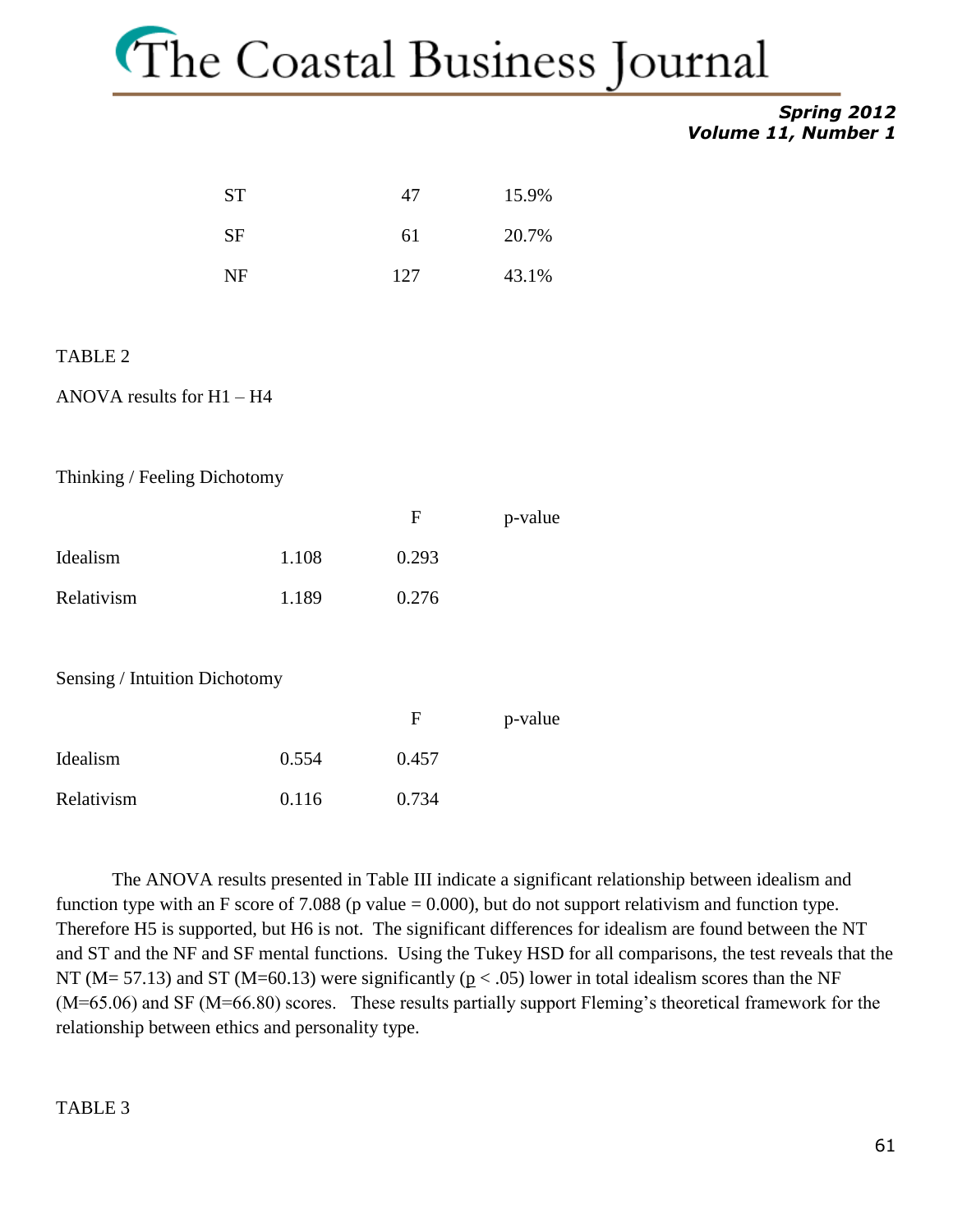| | | |
|---|---|---|
| ST | 47 | 15.9% |
| SF | 61 | 20.7% |
| NF | 127 | 43.1% |

TABLE 2

ANOVA results for H1 – H4

Thinking / Feeling Dichotomy

| | F | p-value |
|---|---|---|
| Idealism | 1.108 | 0.293 |
| Relativism | 1.189 | 0.276 |

Sensing / Intuition Dichotomy

| | F | p-value |
|---|---|---|
| Idealism | 0.554 | 0.457 |
| Relativism | 0.116 | 0.734 |

The ANOVA results presented in Table III indicate a significant relationship between idealism and function type with an F score of 7.088 (p value = 0.000), but do not support relativism and function type. Therefore H5 is supported, but H6 is not. The significant differences for idealism are found between the NT and ST and the NF and SF mental functions. Using the Tukey HSD for all comparisons, the test reveals that the NT (M= 57.13) and ST (M=60.13) were significantly ($p < .05$) lower in total idealism scores than the NF (M=65.06) and SF (M=66.80) scores. These results partially support Fleming's theoretical framework for the relationship between ethics and personality type.

TABLE 3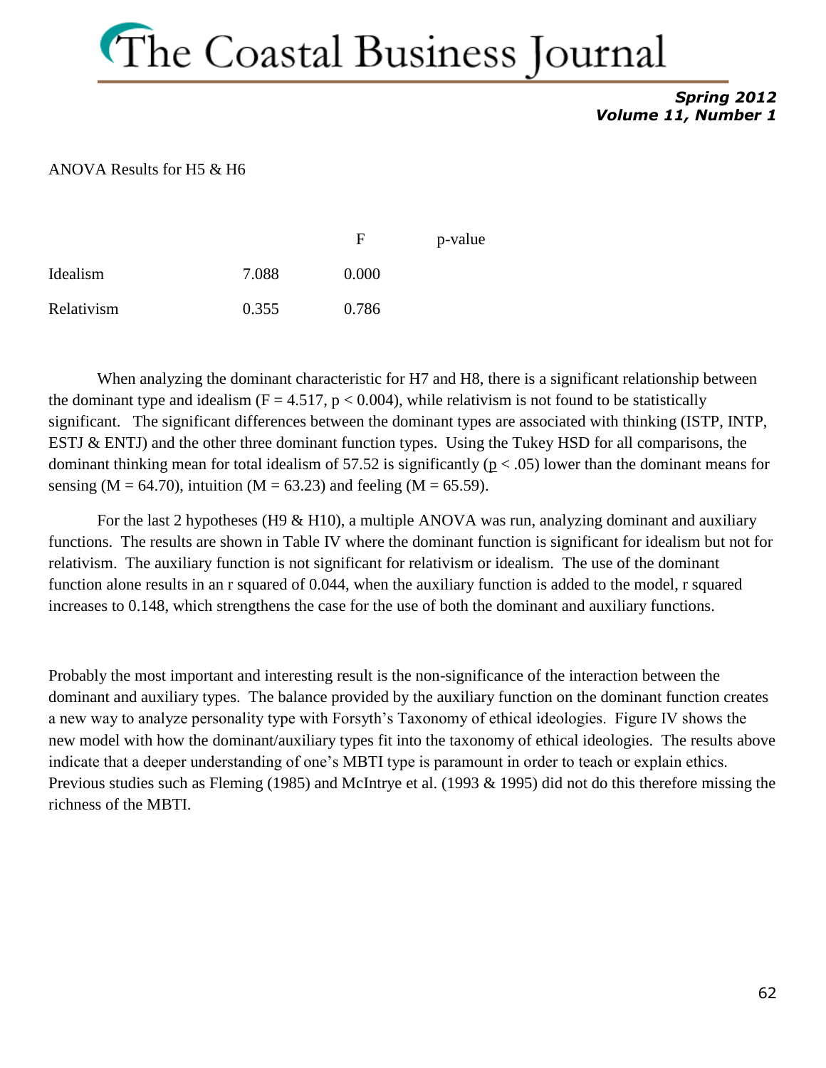ANOVA Results for H5 & H6

| | F | p-value |
|---|---|---|
| Idealism | 7.088 | 0.000 |
| Relativism | 0.355 | 0.786 |

When analyzing the dominant characteristic for H7 and H8, there is a significant relationship between the dominant type and idealism ($F = 4.517$, $p < 0.004$), while relativism is not found to be statistically significant. The significant differences between the dominant types are associated with thinking (ISTP, INTP, ESTJ & ENTJ) and the other three dominant function types. Using the Tukey HSD for all comparisons, the dominant thinking mean for total idealism of 57.52 is significantly ($p < .05$) lower than the dominant means for sensing ($M = 64.70$), intuition ($M = 63.23$) and feeling ($M = 65.59$).

For the last 2 hypotheses (H9 & H10), a multiple ANOVA was run, analyzing dominant and auxiliary functions. The results are shown in Table IV where the dominant function is significant for idealism but not for relativism. The auxiliary function is not significant for relativism or idealism. The use of the dominant function alone results in an r squared of 0.044, when the auxiliary function is added to the model, r squared increases to 0.148, which strengthens the case for the use of both the dominant and auxiliary functions.

Probably the most important and interesting result is the non-significance of the interaction between the dominant and auxiliary types. The balance provided by the auxiliary function on the dominant function creates a new way to analyze personality type with Forsyth's Taxonomy of ethical ideologies. Figure IV shows the new model with how the dominant/auxiliary types fit into the taxonomy of ethical ideologies. The results above indicate that a deeper understanding of one's MBTI type is paramount in order to teach or explain ethics. Previous studies such as Fleming (1985) and McIntrye et al. (1993 & 1995) did not do this therefore missing the richness of the MBTI.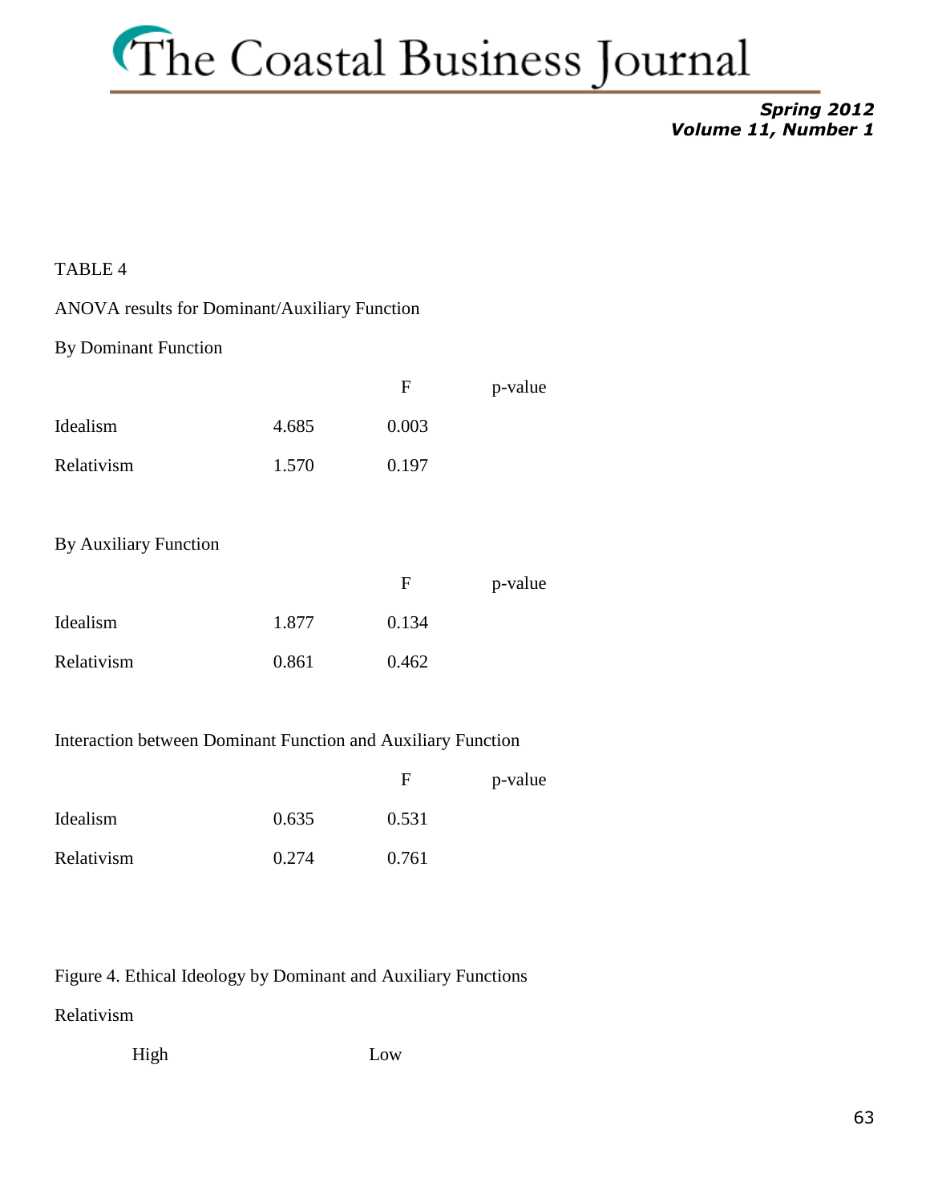TABLE 4

ANOVA results for Dominant/Auxiliary Function

By Dominant Function

| | F | p-value |
|---|---|---|
| Idealism | 4.685 | 0.003 |
| Relativism | 1.570 | 0.197 |

By Auxiliary Function

| | F | p-value |
|---|---|---|
| Idealism | 1.877 | 0.134 |
| Relativism | 0.861 | 0.462 |

Interaction between Dominant Function and Auxiliary Function

| | F | p-value |
|---|---|---|
| Idealism | 0.635 | 0.531 |
| Relativism | 0.274 | 0.761 |

Figure 4. Ethical Ideology by Dominant and Auxiliary Functions

Relativism

High Low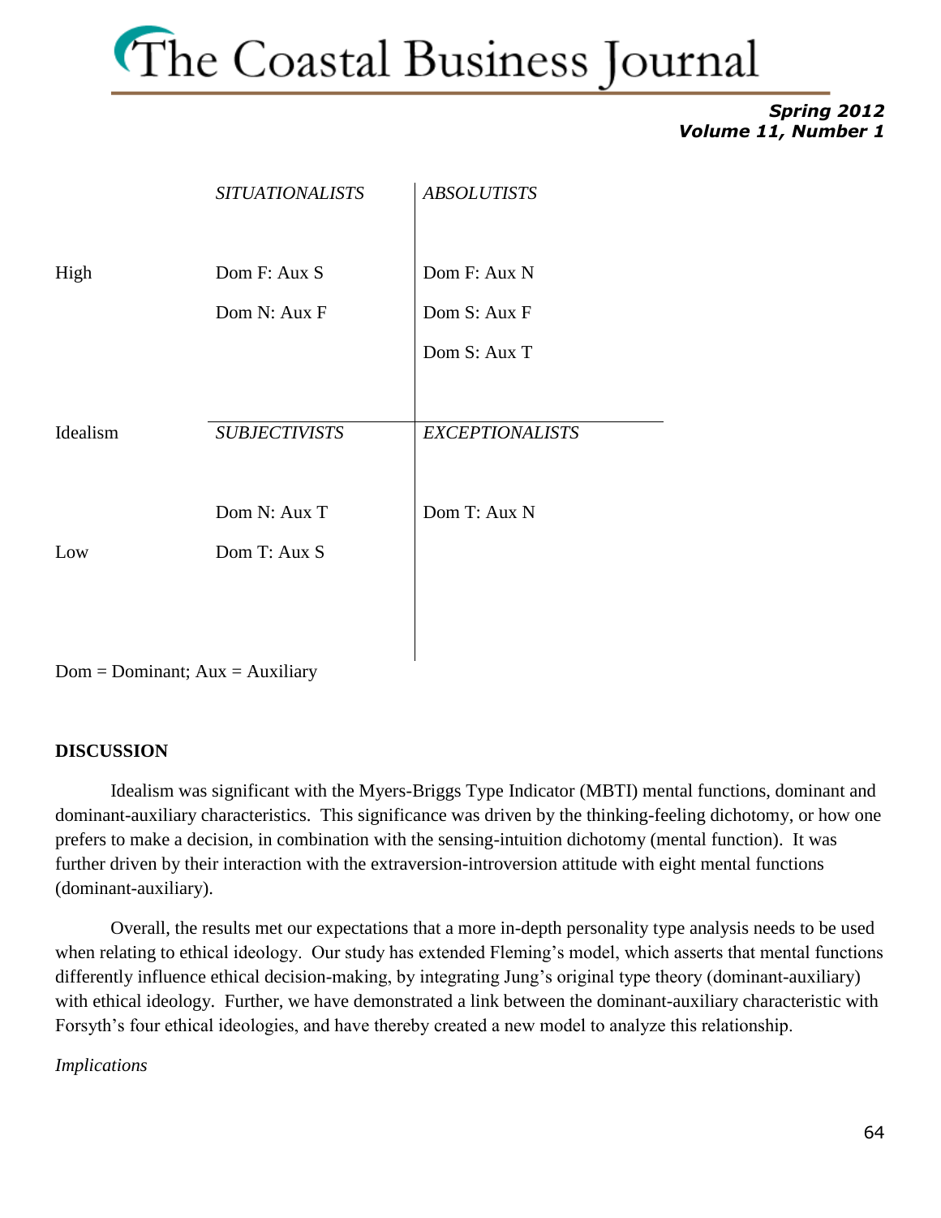| | *SITUATIONALISTS* | *ABSOLUTISTS* |
|---|---|---|
| High | Dom F: Aux S | Dom F: Aux N |
| | Dom N: Aux F | Dom S: Aux F |
| | | Dom S: Aux T |
| Idealism | *SUBJECTIVISTS* | *EXCEPTIONALISTS* |
| | Dom N: Aux T | Dom T: Aux N |
| Low | Dom T: Aux S | |

Dom = Dominant; Aux = Auxiliary

## DISCUSSION

Idealism was significant with the Myers-Briggs Type Indicator (MBTI) mental functions, dominant and dominant-auxiliary characteristics. This significance was driven by the thinking-feeling dichotomy, or how one prefers to make a decision, in combination with the sensing-intuition dichotomy (mental function). It was further driven by their interaction with the extraversion-introversion attitude with eight mental functions (dominant-auxiliary).

Overall, the results met our expectations that a more in-depth personality type analysis needs to be used when relating to ethical ideology. Our study has extended Fleming's model, which asserts that mental functions differently influence ethical decision-making, by integrating Jung's original type theory (dominant-auxiliary) with ethical ideology. Further, we have demonstrated a link between the dominant-auxiliary characteristic with Forsyth's four ethical ideologies, and have thereby created a new model to analyze this relationship.

*Implications*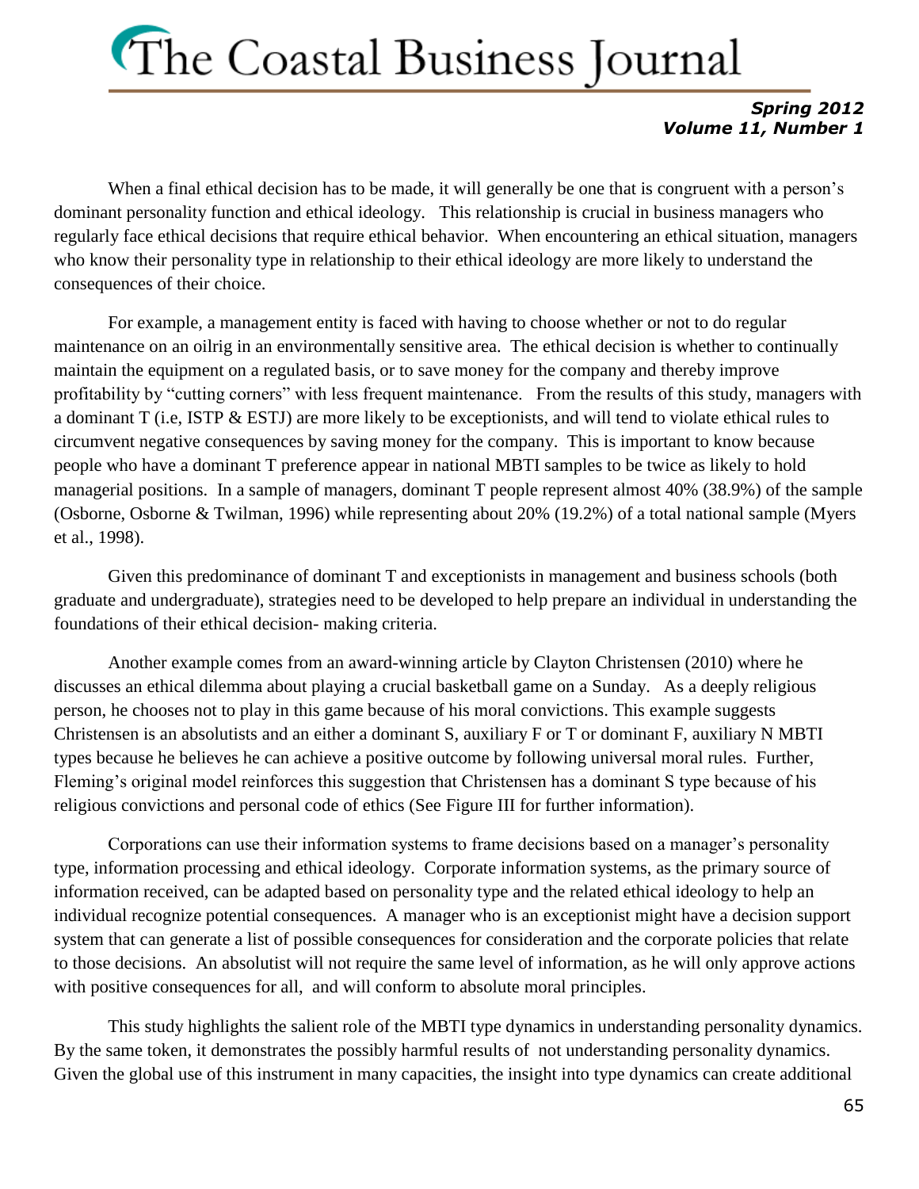When a final ethical decision has to be made, it will generally be one that is congruent with a person's dominant personality function and ethical ideology. This relationship is crucial in business managers who regularly face ethical decisions that require ethical behavior. When encountering an ethical situation, managers who know their personality type in relationship to their ethical ideology are more likely to understand the consequences of their choice.

For example, a management entity is faced with having to choose whether or not to do regular maintenance on an oilrig in an environmentally sensitive area. The ethical decision is whether to continually maintain the equipment on a regulated basis, or to save money for the company and thereby improve profitability by "cutting corners" with less frequent maintenance. From the results of this study, managers with a dominant T (i.e, ISTP & ESTJ) are more likely to be exceptionists, and will tend to violate ethical rules to circumvent negative consequences by saving money for the company. This is important to know because people who have a dominant T preference appear in national MBTI samples to be twice as likely to hold managerial positions. In a sample of managers, dominant T people represent almost 40% (38.9%) of the sample (Osborne, Osborne & Twilman, 1996) while representing about 20% (19.2%) of a total national sample (Myers et al., 1998).

Given this predominance of dominant T and exceptionists in management and business schools (both graduate and undergraduate), strategies need to be developed to help prepare an individual in understanding the foundations of their ethical decision- making criteria.

Another example comes from an award-winning article by Clayton Christensen (2010) where he discusses an ethical dilemma about playing a crucial basketball game on a Sunday. As a deeply religious person, he chooses not to play in this game because of his moral convictions. This example suggests Christensen is an absolutists and an either a dominant S, auxiliary F or T or dominant F, auxiliary N MBTI types because he believes he can achieve a positive outcome by following universal moral rules. Further, Fleming's original model reinforces this suggestion that Christensen has a dominant S type because of his religious convictions and personal code of ethics (See Figure III for further information).

Corporations can use their information systems to frame decisions based on a manager's personality type, information processing and ethical ideology. Corporate information systems, as the primary source of information received, can be adapted based on personality type and the related ethical ideology to help an individual recognize potential consequences. A manager who is an exceptionist might have a decision support system that can generate a list of possible consequences for consideration and the corporate policies that relate to those decisions. An absolutist will not require the same level of information, as he will only approve actions with positive consequences for all, and will conform to absolute moral principles.

This study highlights the salient role of the MBTI type dynamics in understanding personality dynamics. By the same token, it demonstrates the possibly harmful results of not understanding personality dynamics. Given the global use of this instrument in many capacities, the insight into type dynamics can create additional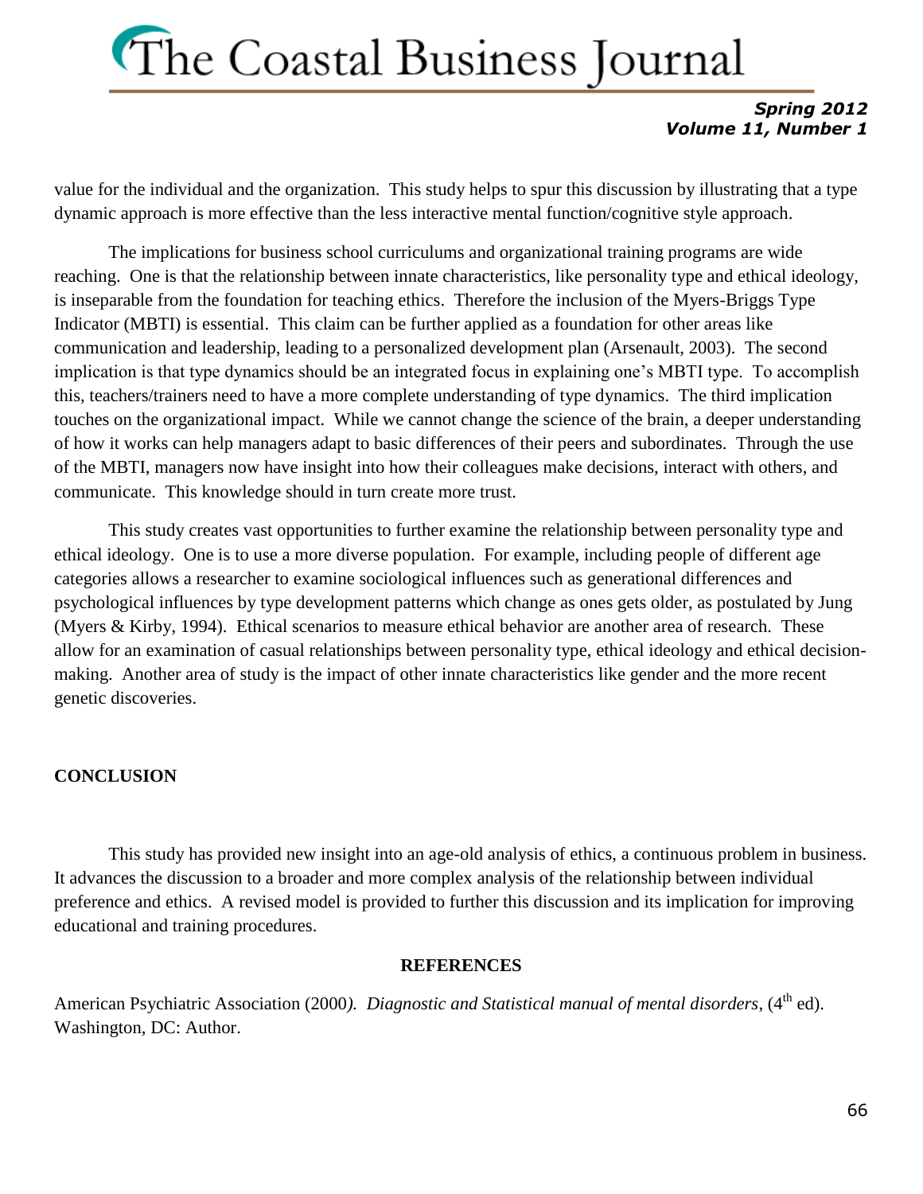value for the individual and the organization. This study helps to spur this discussion by illustrating that a type dynamic approach is more effective than the less interactive mental function/cognitive style approach.

The implications for business school curriculums and organizational training programs are wide reaching. One is that the relationship between innate characteristics, like personality type and ethical ideology, is inseparable from the foundation for teaching ethics. Therefore the inclusion of the Myers-Briggs Type Indicator (MBTI) is essential. This claim can be further applied as a foundation for other areas like communication and leadership, leading to a personalized development plan (Arsenault, 2003). The second implication is that type dynamics should be an integrated focus in explaining one's MBTI type. To accomplish this, teachers/trainers need to have a more complete understanding of type dynamics. The third implication touches on the organizational impact. While we cannot change the science of the brain, a deeper understanding of how it works can help managers adapt to basic differences of their peers and subordinates. Through the use of the MBTI, managers now have insight into how their colleagues make decisions, interact with others, and communicate. This knowledge should in turn create more trust.

This study creates vast opportunities to further examine the relationship between personality type and ethical ideology. One is to use a more diverse population. For example, including people of different age categories allows a researcher to examine sociological influences such as generational differences and psychological influences by type development patterns which change as ones gets older, as postulated by Jung (Myers & Kirby, 1994). Ethical scenarios to measure ethical behavior are another area of research. These allow for an examination of casual relationships between personality type, ethical ideology and ethical decision-making. Another area of study is the impact of other innate characteristics like gender and the more recent genetic discoveries.

## CONCLUSION

This study has provided new insight into an age-old analysis of ethics, a continuous problem in business. It advances the discussion to a broader and more complex analysis of the relationship between individual preference and ethics. A revised model is provided to further this discussion and its implication for improving educational and training procedures.

## REFERENCES

American Psychiatric Association (2000). *Diagnostic and Statistical manual of mental disorders*, (4th ed). Washington, DC: Author.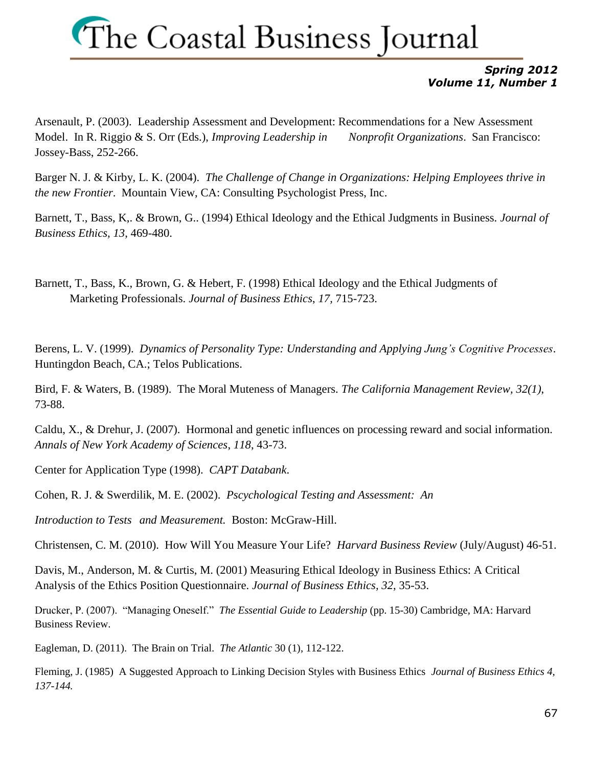Arsenault, P. (2003). Leadership Assessment and Development: Recommendations for a New Assessment Model. In R. Riggio & S. Orr (Eds.), *Improving Leadership in Nonprofit Organizations*. San Francisco: Jossey-Bass, 252-266.

Barger N. J. & Kirby, L. K. (2004). *The Challenge of Change in Organizations: Helping Employees thrive in the new Frontier*. Mountain View, CA: Consulting Psychologist Press, Inc.

Barnett, T., Bass, K,. & Brown, G.. (1994) Ethical Ideology and the Ethical Judgments in Business. *Journal of Business Ethics, 13*, 469-480.

Barnett, T., Bass, K., Brown, G. & Hebert, F. (1998) Ethical Ideology and the Ethical Judgments of Marketing Professionals. *Journal of Business Ethics*, *17*, 715-723.

Berens, L. V. (1999). *Dynamics of Personality Type: Understanding and Applying Jung's Cognitive Processes*. Huntingdon Beach, CA.; Telos Publications.

Bird, F. & Waters, B. (1989). The Moral Muteness of Managers. *The California Management Review, 32(1)*, 73-88.

Caldu, X., & Drehur, J. (2007). Hormonal and genetic influences on processing reward and social information. *Annals of New York Academy of Sciences*, *118*, 43-73.

Center for Application Type (1998). *CAPT Databank*.

Cohen, R. J. & Swerdilik, M. E. (2002). *Pscychological Testing and Assessment: An Introduction to Tests and Measurement.* Boston: McGraw-Hill.

Christensen, C. M. (2010). How Will You Measure Your Life? *Harvard Business Review* (July/August) 46-51.

Davis, M., Anderson, M. & Curtis, M. (2001) Measuring Ethical Ideology in Business Ethics: A Critical Analysis of the Ethics Position Questionnaire. *Journal of Business Ethics, 32*, 35-53.

Drucker, P. (2007). "Managing Oneself." *The Essential Guide to Leadership* (pp. 15-30) Cambridge, MA: Harvard Business Review.

Eagleman, D. (2011). The Brain on Trial. *The Atlantic* 30 (1), 112-122.

Fleming, J. (1985) A Suggested Approach to Linking Decision Styles with Business Ethics *Journal of Business Ethics 4, 137-144.*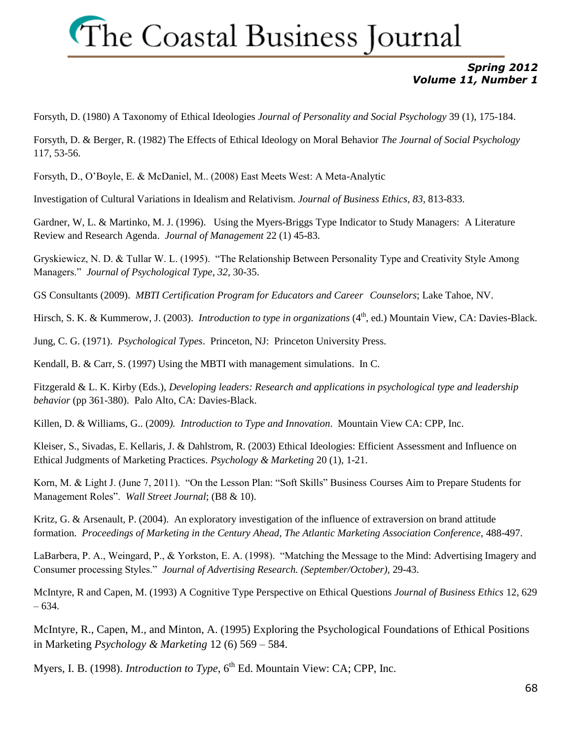Forsyth, D. (1980) A Taxonomy of Ethical Ideologies *Journal of Personality and Social Psychology* 39 (1), 175-184.

Forsyth, D. & Berger, R. (1982) The Effects of Ethical Ideology on Moral Behavior *The Journal of Social Psychology* 117, 53-56.

Forsyth, D., O'Boyle, E. & McDaniel, M.. (2008) East Meets West: A Meta-Analytic

Investigation of Cultural Variations in Idealism and Relativism. *Journal of Business Ethics, 83*, 813-833.

Gardner, W, L. & Martinko, M. J. (1996). Using the Myers-Briggs Type Indicator to Study Managers: A Literature Review and Research Agenda. *Journal of Management* 22 (1) 45-83.

Gryskiewicz, N. D. & Tullar W. L. (1995). "The Relationship Between Personality Type and Creativity Style Among Managers." *Journal of Psychological Type, 32*, 30-35.

GS Consultants (2009). *MBTI Certification Program for Educators and Career Counselors*; Lake Tahoe, NV.

Hirsch, S. K. & Kummerow, J. (2003). *Introduction to type in organizations* (4th, ed.) Mountain View, CA: Davies-Black.

Jung, C. G. (1971). *Psychological Types*. Princeton, NJ: Princeton University Press.

Kendall, B. & Carr, S. (1997) Using the MBTI with management simulations. In C.

Fitzgerald & L. K. Kirby (Eds.), *Developing leaders: Research and applications in psychological type and leadership behavior* (pp 361-380). Palo Alto, CA: Davies-Black.

Killen, D. & Williams, G.. (2009*). Introduction to Type and Innovation*. Mountain View CA: CPP, Inc.

Kleiser, S., Sivadas, E. Kellaris, J. & Dahlstrom, R. (2003) Ethical Ideologies: Efficient Assessment and Influence on Ethical Judgments of Marketing Practices. *Psychology & Marketing* 20 (1), 1-21.

Korn, M. & Light J. (June 7, 2011). "On the Lesson Plan: "Soft Skills" Business Courses Aim to Prepare Students for Management Roles". *Wall Street Journal*; (B8 & 10).

Kritz, G. & Arsenault, P. (2004). An exploratory investigation of the influence of extraversion on brand attitude formation. *Proceedings of Marketing in the Century Ahead, The Atlantic Marketing Association Conference*, 488-497.

LaBarbera, P. A., Weingard, P., & Yorkston, E. A. (1998). "Matching the Message to the Mind: Advertising Imagery and Consumer processing Styles." *Journal of Advertising Research. (September/October)*, 29-43.

McIntyre, R and Capen, M. (1993) A Cognitive Type Perspective on Ethical Questions *Journal of Business Ethics* 12, 629 – 634.

McIntyre, R., Capen, M., and Minton, A. (1995) Exploring the Psychological Foundations of Ethical Positions in Marketing *Psychology & Marketing* 12 (6) 569 – 584.

Myers, I. B. (1998). *Introduction to Type*, 6th Ed. Mountain View: CA; CPP, Inc.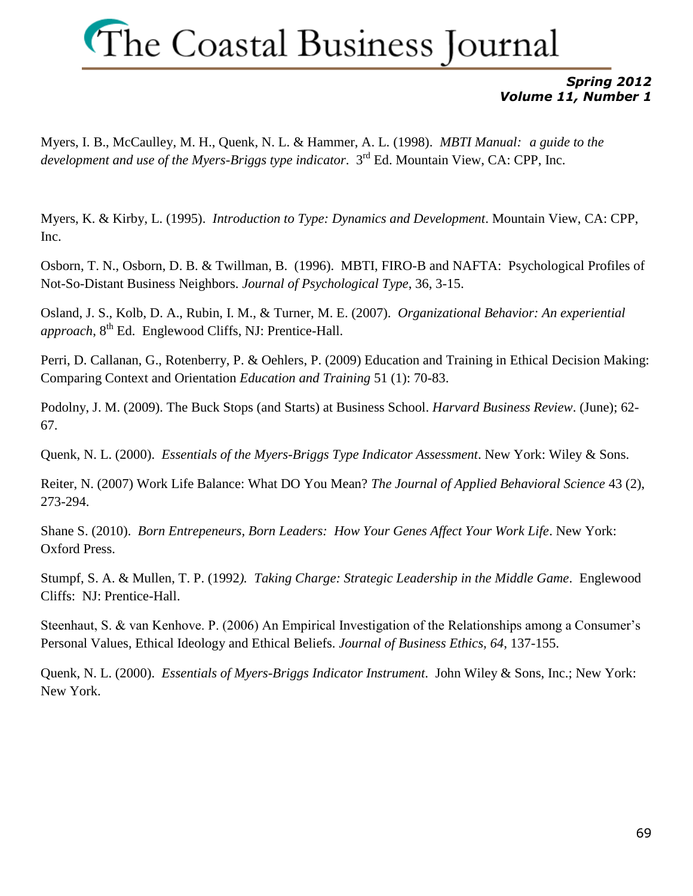Myers, I. B., McCaulley, M. H., Quenk, N. L. & Hammer, A. L. (1998). *MBTI Manual: a guide to the development and use of the Myers-Briggs type indicator*. 3rd Ed. Mountain View, CA: CPP, Inc.

Myers, K. & Kirby, L. (1995). *Introduction to Type: Dynamics and Development*. Mountain View, CA: CPP, Inc.

Osborn, T. N., Osborn, D. B. & Twillman, B. (1996). MBTI, FIRO-B and NAFTA: Psychological Profiles of Not-So-Distant Business Neighbors. *Journal of Psychological Type*, 36, 3-15.

Osland, J. S., Kolb, D. A., Rubin, I. M., & Turner, M. E. (2007). *Organizational Behavior: An experiential approach*, 8th Ed. Englewood Cliffs, NJ: Prentice-Hall.

Perri, D. Callanan, G., Rotenberry, P. & Oehlers, P. (2009) Education and Training in Ethical Decision Making: Comparing Context and Orientation *Education and Training* 51 (1): 70-83.

Podolny, J. M. (2009). The Buck Stops (and Starts) at Business School. *Harvard Business Review*. (June); 62-67.

Quenk, N. L. (2000). *Essentials of the Myers-Briggs Type Indicator Assessment*. New York: Wiley & Sons.

Reiter, N. (2007) Work Life Balance: What DO You Mean? *The Journal of Applied Behavioral Science* 43 (2), 273-294.

Shane S. (2010). *Born Entrepeneurs, Born Leaders: How Your Genes Affect Your Work Life*. New York: Oxford Press.

Stumpf, S. A. & Mullen, T. P. (1992*). Taking Charge: Strategic Leadership in the Middle Game*. Englewood Cliffs: NJ: Prentice-Hall.

Steenhaut, S. & van Kenhove. P. (2006) An Empirical Investigation of the Relationships among a Consumer's Personal Values, Ethical Ideology and Ethical Beliefs. *Journal of Business Ethics, 64*, 137-155.

Quenk, N. L. (2000). *Essentials of Myers-Briggs Indicator Instrument*. John Wiley & Sons, Inc.; New York: New York.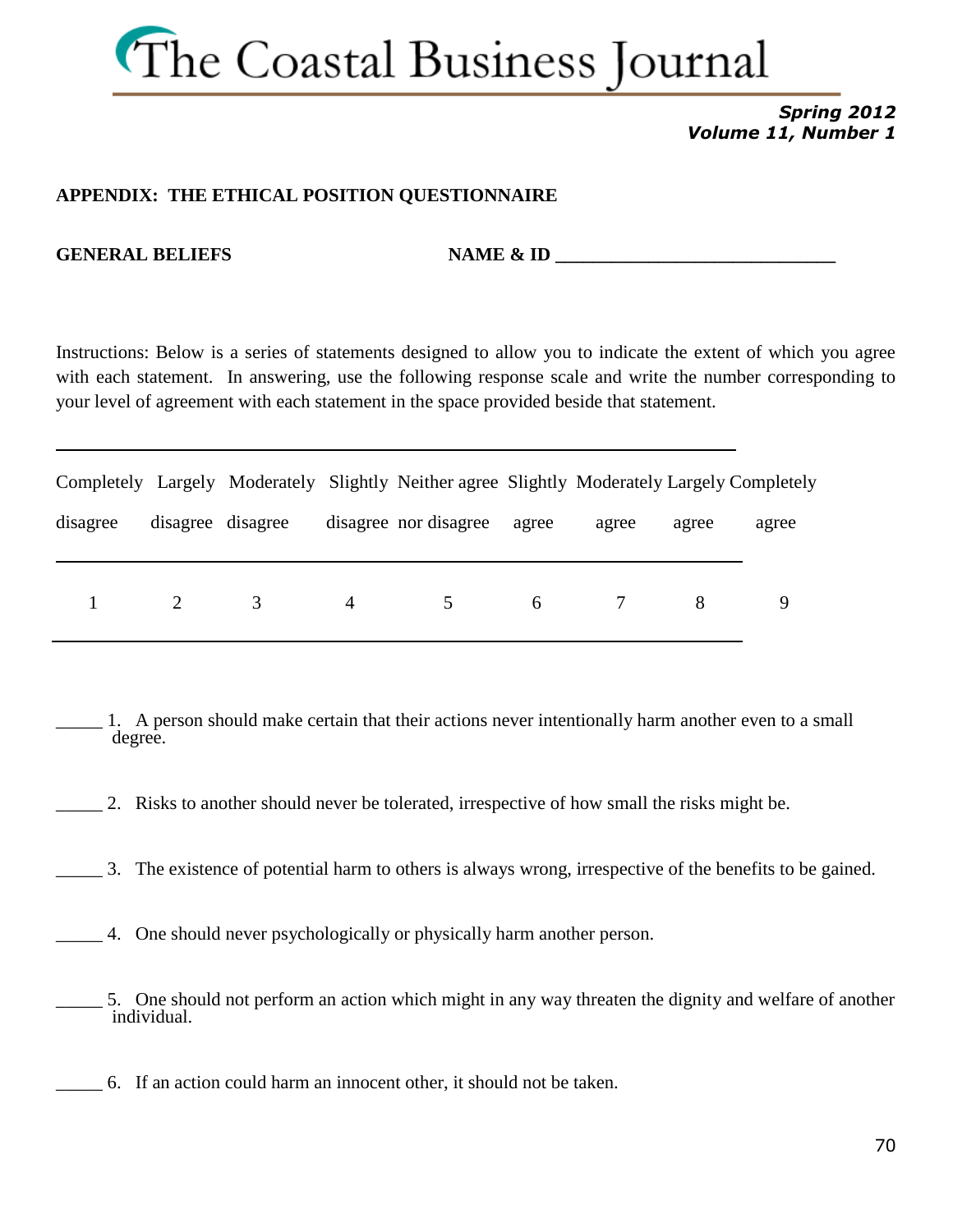## APPENDIX: THE ETHICAL POSITION QUESTIONNAIRE

**GENERAL BELIEFS** **NAME & ID** ______________________________

Instructions: Below is a series of statements designed to allow you to indicate the extent of which you agree with each statement. In answering, use the following response scale and write the number corresponding to your level of agreement with each statement in the space provided beside that statement.

| Completely disagree | Largely disagree | Moderately disagree | Slightly disagree | Neither agree nor disagree | Slightly agree | Moderately agree | Largely agree | Completely agree |
|---|---|---|---|---|---|---|---|---|
| 1 | 2 | 3 | 4 | 5 | 6 | 7 | 8 | 9 |

_____ 1. A person should make certain that their actions never intentionally harm another even to a small degree.

_____ 2. Risks to another should never be tolerated, irrespective of how small the risks might be.

_____ 3. The existence of potential harm to others is always wrong, irrespective of the benefits to be gained.

_____ 4. One should never psychologically or physically harm another person.

_____ 5. One should not perform an action which might in any way threaten the dignity and welfare of another individual.

_____ 6. If an action could harm an innocent other, it should not be taken.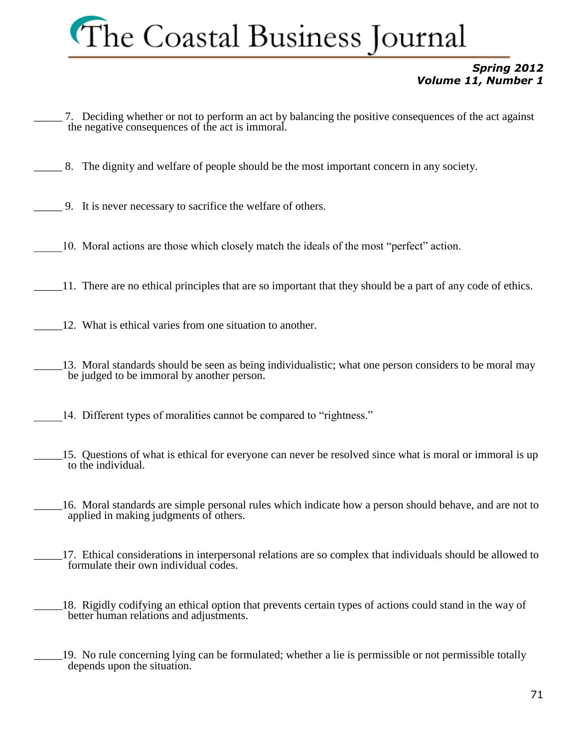_____ 7. Deciding whether or not to perform an act by balancing the positive consequences of the act against the negative consequences of the act is immoral.

_____ 8. The dignity and welfare of people should be the most important concern in any society.

_____ 9. It is never necessary to sacrifice the welfare of others.

_____10. Moral actions are those which closely match the ideals of the most "perfect" action.

_____11. There are no ethical principles that are so important that they should be a part of any code of ethics.

_____12. What is ethical varies from one situation to another.

_____13. Moral standards should be seen as being individualistic; what one person considers to be moral may be judged to be immoral by another person.

_____14. Different types of moralities cannot be compared to "rightness."

_____15. Questions of what is ethical for everyone can never be resolved since what is moral or immoral is up to the individual.

_____16. Moral standards are simple personal rules which indicate how a person should behave, and are not to applied in making judgments of others.

_____17. Ethical considerations in interpersonal relations are so complex that individuals should be allowed to formulate their own individual codes.

_____18. Rigidly codifying an ethical option that prevents certain types of actions could stand in the way of better human relations and adjustments.

_____19. No rule concerning lying can be formulated; whether a lie is permissible or not permissible totally depends upon the situation.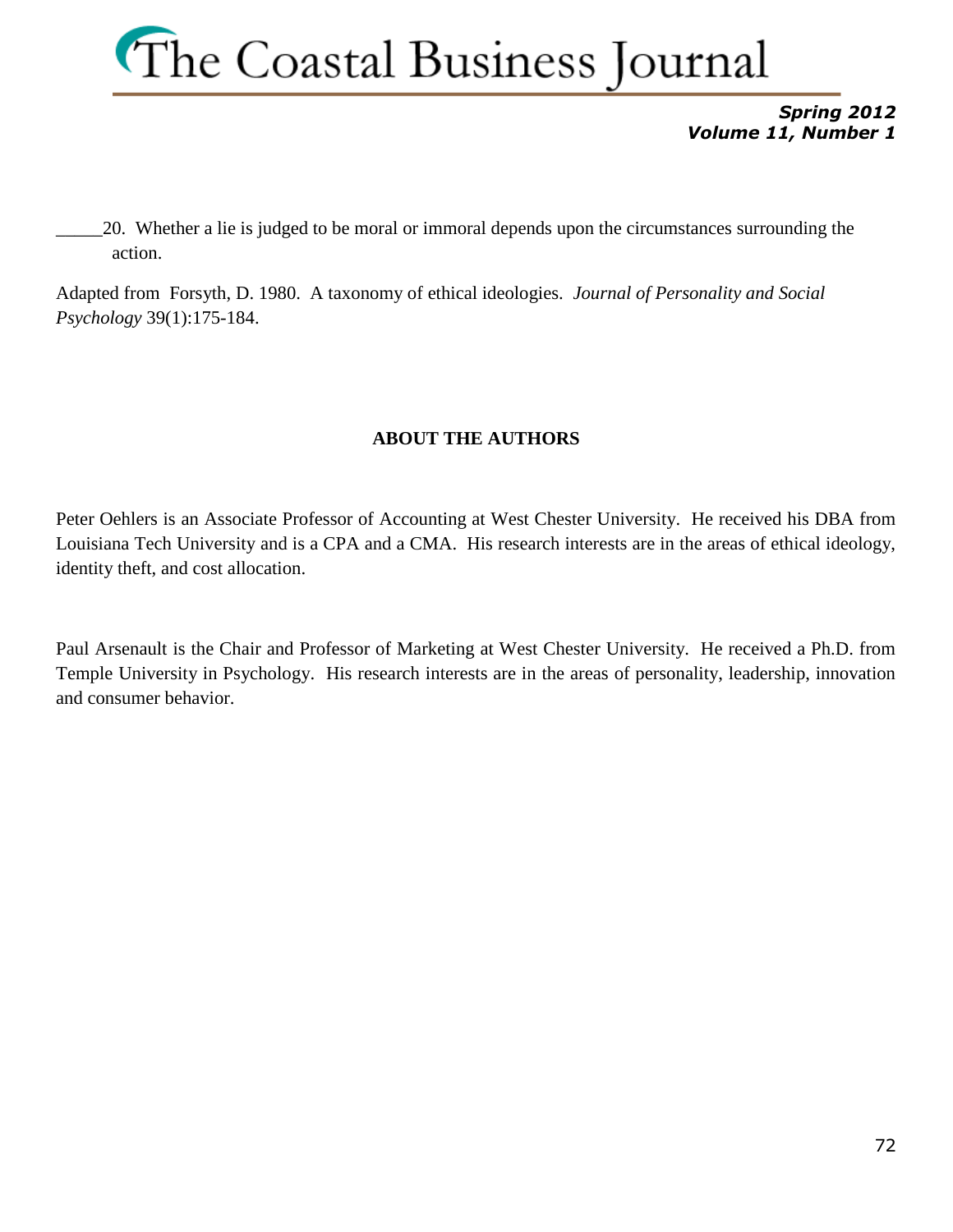_____20. Whether a lie is judged to be moral or immoral depends upon the circumstances surrounding the action.

Adapted from Forsyth, D. 1980. A taxonomy of ethical ideologies. *Journal of Personality and Social Psychology* 39(1):175-184.

## ABOUT THE AUTHORS

Peter Oehlers is an Associate Professor of Accounting at West Chester University. He received his DBA from Louisiana Tech University and is a CPA and a CMA. His research interests are in the areas of ethical ideology, identity theft, and cost allocation.

Paul Arsenault is the Chair and Professor of Marketing at West Chester University. He received a Ph.D. from Temple University in Psychology. His research interests are in the areas of personality, leadership, innovation and consumer behavior.